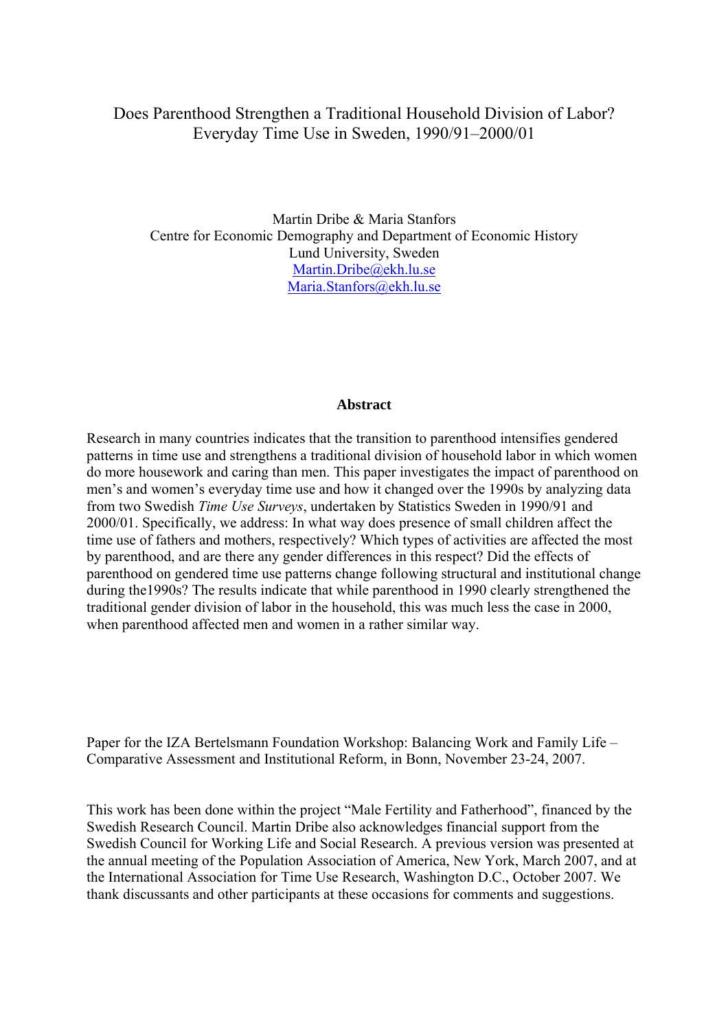# Does Parenthood Strengthen a Traditional Household Division of Labor? Everyday Time Use in Sweden, 1990/91–2000/01

Martin Dribe & Maria Stanfors
Centre for Economic Demography and Department of Economic History
Lund University, Sweden
Martin.Dribe@ekh.lu.se
Maria.Stanfors@ekh.lu.se

**Abstract**

Research in many countries indicates that the transition to parenthood intensifies gendered patterns in time use and strengthens a traditional division of household labor in which women do more housework and caring than men. This paper investigates the impact of parenthood on men's and women's everyday time use and how it changed over the 1990s by analyzing data from two Swedish *Time Use Surveys*, undertaken by Statistics Sweden in 1990/91 and 2000/01. Specifically, we address: In what way does presence of small children affect the time use of fathers and mothers, respectively? Which types of activities are affected the most by parenthood, and are there any gender differences in this respect? Did the effects of parenthood on gendered time use patterns change following structural and institutional change during the1990s? The results indicate that while parenthood in 1990 clearly strengthened the traditional gender division of labor in the household, this was much less the case in 2000, when parenthood affected men and women in a rather similar way.

Paper for the IZA Bertelsmann Foundation Workshop: Balancing Work and Family Life – Comparative Assessment and Institutional Reform, in Bonn, November 23-24, 2007.

This work has been done within the project "Male Fertility and Fatherhood", financed by the Swedish Research Council. Martin Dribe also acknowledges financial support from the Swedish Council for Working Life and Social Research. A previous version was presented at the annual meeting of the Population Association of America, New York, March 2007, and at the International Association for Time Use Research, Washington D.C., October 2007. We thank discussants and other participants at these occasions for comments and suggestions.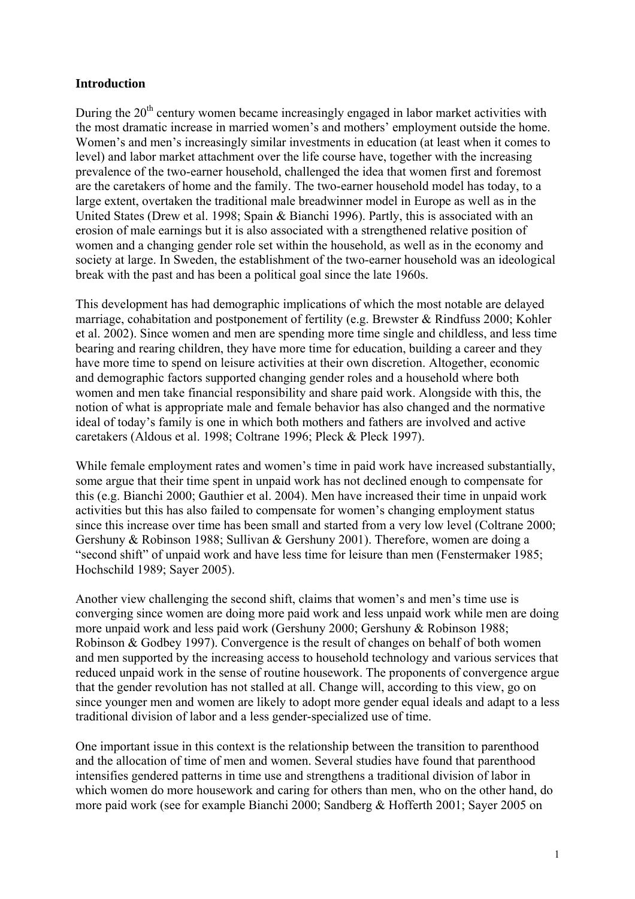## Introduction

During the 20th century women became increasingly engaged in labor market activities with the most dramatic increase in married women's and mothers' employment outside the home. Women's and men's increasingly similar investments in education (at least when it comes to level) and labor market attachment over the life course have, together with the increasing prevalence of the two-earner household, challenged the idea that women first and foremost are the caretakers of home and the family. The two-earner household model has today, to a large extent, overtaken the traditional male breadwinner model in Europe as well as in the United States (Drew et al. 1998; Spain & Bianchi 1996). Partly, this is associated with an erosion of male earnings but it is also associated with a strengthened relative position of women and a changing gender role set within the household, as well as in the economy and society at large. In Sweden, the establishment of the two-earner household was an ideological break with the past and has been a political goal since the late 1960s.

This development has had demographic implications of which the most notable are delayed marriage, cohabitation and postponement of fertility (e.g. Brewster & Rindfuss 2000; Kohler et al. 2002). Since women and men are spending more time single and childless, and less time bearing and rearing children, they have more time for education, building a career and they have more time to spend on leisure activities at their own discretion. Altogether, economic and demographic factors supported changing gender roles and a household where both women and men take financial responsibility and share paid work. Alongside with this, the notion of what is appropriate male and female behavior has also changed and the normative ideal of today's family is one in which both mothers and fathers are involved and active caretakers (Aldous et al. 1998; Coltrane 1996; Pleck & Pleck 1997).

While female employment rates and women's time in paid work have increased substantially, some argue that their time spent in unpaid work has not declined enough to compensate for this (e.g. Bianchi 2000; Gauthier et al. 2004). Men have increased their time in unpaid work activities but this has also failed to compensate for women's changing employment status since this increase over time has been small and started from a very low level (Coltrane 2000; Gershuny & Robinson 1988; Sullivan & Gershuny 2001). Therefore, women are doing a "second shift" of unpaid work and have less time for leisure than men (Fenstermaker 1985; Hochschild 1989; Sayer 2005).

Another view challenging the second shift, claims that women's and men's time use is converging since women are doing more paid work and less unpaid work while men are doing more unpaid work and less paid work (Gershuny 2000; Gershuny & Robinson 1988; Robinson & Godbey 1997). Convergence is the result of changes on behalf of both women and men supported by the increasing access to household technology and various services that reduced unpaid work in the sense of routine housework. The proponents of convergence argue that the gender revolution has not stalled at all. Change will, according to this view, go on since younger men and women are likely to adopt more gender equal ideals and adapt to a less traditional division of labor and a less gender-specialized use of time.

One important issue in this context is the relationship between the transition to parenthood and the allocation of time of men and women. Several studies have found that parenthood intensifies gendered patterns in time use and strengthens a traditional division of labor in which women do more housework and caring for others than men, who on the other hand, do more paid work (see for example Bianchi 2000; Sandberg & Hofferth 2001; Sayer 2005 on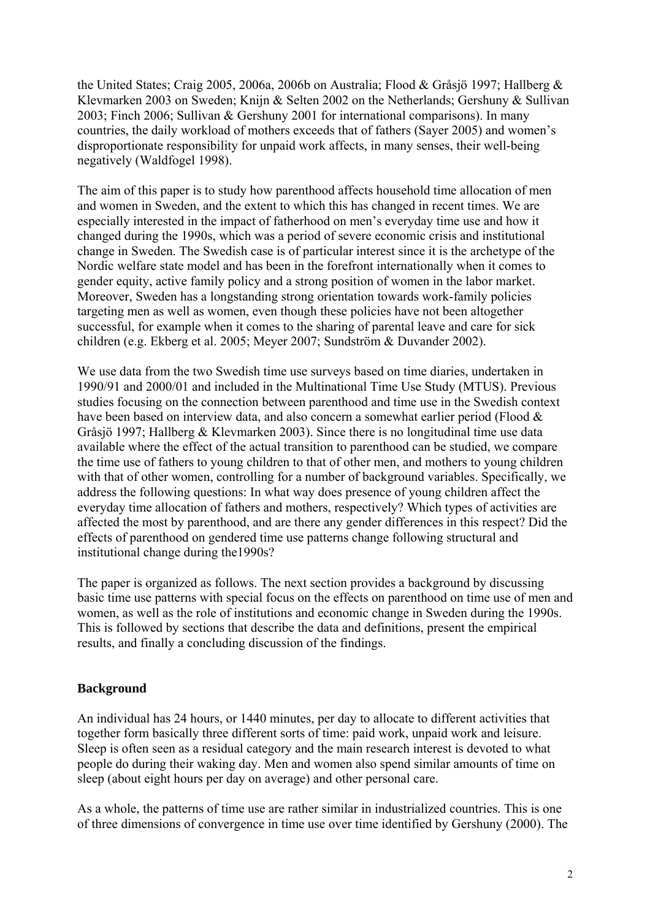the United States; Craig 2005, 2006a, 2006b on Australia; Flood & Gråsjö 1997; Hallberg & Klevmarken 2003 on Sweden; Knijn & Selten 2002 on the Netherlands; Gershuny & Sullivan 2003; Finch 2006; Sullivan & Gershuny 2001 for international comparisons). In many countries, the daily workload of mothers exceeds that of fathers (Sayer 2005) and women's disproportionate responsibility for unpaid work affects, in many senses, their well-being negatively (Waldfogel 1998).

The aim of this paper is to study how parenthood affects household time allocation of men and women in Sweden, and the extent to which this has changed in recent times. We are especially interested in the impact of fatherhood on men's everyday time use and how it changed during the 1990s, which was a period of severe economic crisis and institutional change in Sweden. The Swedish case is of particular interest since it is the archetype of the Nordic welfare state model and has been in the forefront internationally when it comes to gender equity, active family policy and a strong position of women in the labor market. Moreover, Sweden has a longstanding strong orientation towards work-family policies targeting men as well as women, even though these policies have not been altogether successful, for example when it comes to the sharing of parental leave and care for sick children (e.g. Ekberg et al. 2005; Meyer 2007; Sundström & Duvander 2002).

We use data from the two Swedish time use surveys based on time diaries, undertaken in 1990/91 and 2000/01 and included in the Multinational Time Use Study (MTUS). Previous studies focusing on the connection between parenthood and time use in the Swedish context have been based on interview data, and also concern a somewhat earlier period (Flood & Gråsjö 1997; Hallberg & Klevmarken 2003). Since there is no longitudinal time use data available where the effect of the actual transition to parenthood can be studied, we compare the time use of fathers to young children to that of other men, and mothers to young children with that of other women, controlling for a number of background variables. Specifically, we address the following questions: In what way does presence of young children affect the everyday time allocation of fathers and mothers, respectively? Which types of activities are affected the most by parenthood, and are there any gender differences in this respect? Did the effects of parenthood on gendered time use patterns change following structural and institutional change during the1990s?

The paper is organized as follows. The next section provides a background by discussing basic time use patterns with special focus on the effects on parenthood on time use of men and women, as well as the role of institutions and economic change in Sweden during the 1990s. This is followed by sections that describe the data and definitions, present the empirical results, and finally a concluding discussion of the findings.

## Background

An individual has 24 hours, or 1440 minutes, per day to allocate to different activities that together form basically three different sorts of time: paid work, unpaid work and leisure. Sleep is often seen as a residual category and the main research interest is devoted to what people do during their waking day. Men and women also spend similar amounts of time on sleep (about eight hours per day on average) and other personal care.

As a whole, the patterns of time use are rather similar in industrialized countries. This is one of three dimensions of convergence in time use over time identified by Gershuny (2000). The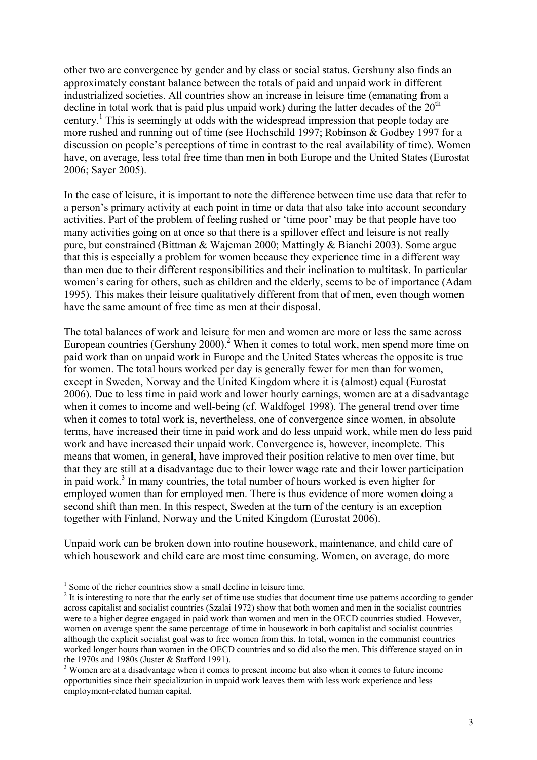other two are convergence by gender and by class or social status. Gershuny also finds an approximately constant balance between the totals of paid and unpaid work in different industrialized societies. All countries show an increase in leisure time (emanating from a decline in total work that is paid plus unpaid work) during the latter decades of the 20th century.[1] This is seemingly at odds with the widespread impression that people today are more rushed and running out of time (see Hochschild 1997; Robinson & Godbey 1997 for a discussion on people's perceptions of time in contrast to the real availability of time). Women have, on average, less total free time than men in both Europe and the United States (Eurostat 2006; Sayer 2005).

In the case of leisure, it is important to note the difference between time use data that refer to a person's primary activity at each point in time or data that also take into account secondary activities. Part of the problem of feeling rushed or 'time poor' may be that people have too many activities going on at once so that there is a spillover effect and leisure is not really pure, but constrained (Bittman & Wajcman 2000; Mattingly & Bianchi 2003). Some argue that this is especially a problem for women because they experience time in a different way than men due to their different responsibilities and their inclination to multitask. In particular women's caring for others, such as children and the elderly, seems to be of importance (Adam 1995). This makes their leisure qualitatively different from that of men, even though women have the same amount of free time as men at their disposal.

The total balances of work and leisure for men and women are more or less the same across European countries (Gershuny 2000).[2] When it comes to total work, men spend more time on paid work than on unpaid work in Europe and the United States whereas the opposite is true for women. The total hours worked per day is generally fewer for men than for women, except in Sweden, Norway and the United Kingdom where it is (almost) equal (Eurostat 2006). Due to less time in paid work and lower hourly earnings, women are at a disadvantage when it comes to income and well-being (cf. Waldfogel 1998). The general trend over time when it comes to total work is, nevertheless, one of convergence since women, in absolute terms, have increased their time in paid work and do less unpaid work, while men do less paid work and have increased their unpaid work. Convergence is, however, incomplete. This means that women, in general, have improved their position relative to men over time, but that they are still at a disadvantage due to their lower wage rate and their lower participation in paid work.[3] In many countries, the total number of hours worked is even higher for employed women than for employed men. There is thus evidence of more women doing a second shift than men. In this respect, Sweden at the turn of the century is an exception together with Finland, Norway and the United Kingdom (Eurostat 2006).

Unpaid work can be broken down into routine housework, maintenance, and child care of which housework and child care are most time consuming. Women, on average, do more

---

[1] Some of the richer countries show a small decline in leisure time.

[2] It is interesting to note that the early set of time use studies that document time use patterns according to gender across capitalist and socialist countries (Szalai 1972) show that both women and men in the socialist countries were to a higher degree engaged in paid work than women and men in the OECD countries studied. However, women on average spent the same percentage of time in housework in both capitalist and socialist countries although the explicit socialist goal was to free women from this. In total, women in the communist countries worked longer hours than women in the OECD countries and so did also the men. This difference stayed on in the 1970s and 1980s (Juster & Stafford 1991).

[3] Women are at a disadvantage when it comes to present income but also when it comes to future income opportunities since their specialization in unpaid work leaves them with less work experience and less employment-related human capital.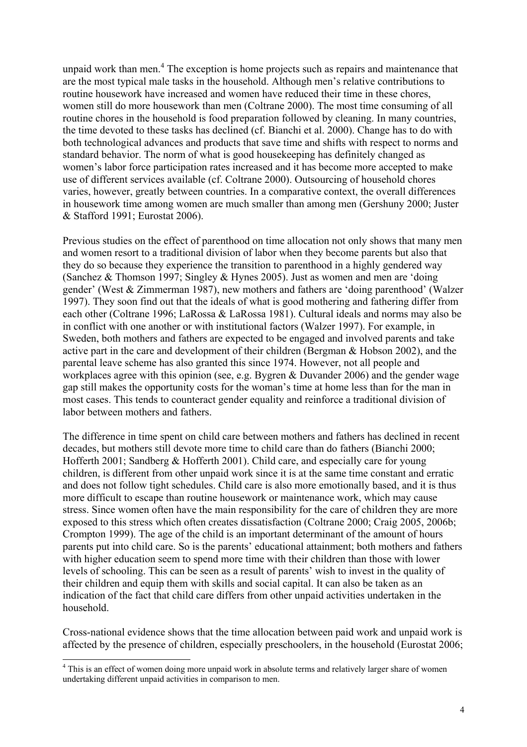unpaid work than men.[4] The exception is home projects such as repairs and maintenance that are the most typical male tasks in the household. Although men's relative contributions to routine housework have increased and women have reduced their time in these chores, women still do more housework than men (Coltrane 2000). The most time consuming of all routine chores in the household is food preparation followed by cleaning. In many countries, the time devoted to these tasks has declined (cf. Bianchi et al. 2000). Change has to do with both technological advances and products that save time and shifts with respect to norms and standard behavior. The norm of what is good housekeeping has definitely changed as women's labor force participation rates increased and it has become more accepted to make use of different services available (cf. Coltrane 2000). Outsourcing of household chores varies, however, greatly between countries. In a comparative context, the overall differences in housework time among women are much smaller than among men (Gershuny 2000; Juster & Stafford 1991; Eurostat 2006).

Previous studies on the effect of parenthood on time allocation not only shows that many men and women resort to a traditional division of labor when they become parents but also that they do so because they experience the transition to parenthood in a highly gendered way (Sanchez & Thomson 1997; Singley & Hynes 2005). Just as women and men are 'doing gender' (West & Zimmerman 1987), new mothers and fathers are 'doing parenthood' (Walzer 1997). They soon find out that the ideals of what is good mothering and fathering differ from each other (Coltrane 1996; LaRossa & LaRossa 1981). Cultural ideals and norms may also be in conflict with one another or with institutional factors (Walzer 1997). For example, in Sweden, both mothers and fathers are expected to be engaged and involved parents and take active part in the care and development of their children (Bergman & Hobson 2002), and the parental leave scheme has also granted this since 1974. However, not all people and workplaces agree with this opinion (see, e.g. Bygren & Duvander 2006) and the gender wage gap still makes the opportunity costs for the woman's time at home less than for the man in most cases. This tends to counteract gender equality and reinforce a traditional division of labor between mothers and fathers.

The difference in time spent on child care between mothers and fathers has declined in recent decades, but mothers still devote more time to child care than do fathers (Bianchi 2000; Hofferth 2001; Sandberg & Hofferth 2001). Child care, and especially care for young children, is different from other unpaid work since it is at the same time constant and erratic and does not follow tight schedules. Child care is also more emotionally based, and it is thus more difficult to escape than routine housework or maintenance work, which may cause stress. Since women often have the main responsibility for the care of children they are more exposed to this stress which often creates dissatisfaction (Coltrane 2000; Craig 2005, 2006b; Crompton 1999). The age of the child is an important determinant of the amount of hours parents put into child care. So is the parents' educational attainment; both mothers and fathers with higher education seem to spend more time with their children than those with lower levels of schooling. This can be seen as a result of parents' wish to invest in the quality of their children and equip them with skills and social capital. It can also be taken as an indication of the fact that child care differs from other unpaid activities undertaken in the household.

Cross-national evidence shows that the time allocation between paid work and unpaid work is affected by the presence of children, especially preschoolers, in the household (Eurostat 2006;

[4] This is an effect of women doing more unpaid work in absolute terms and relatively larger share of women undertaking different unpaid activities in comparison to men.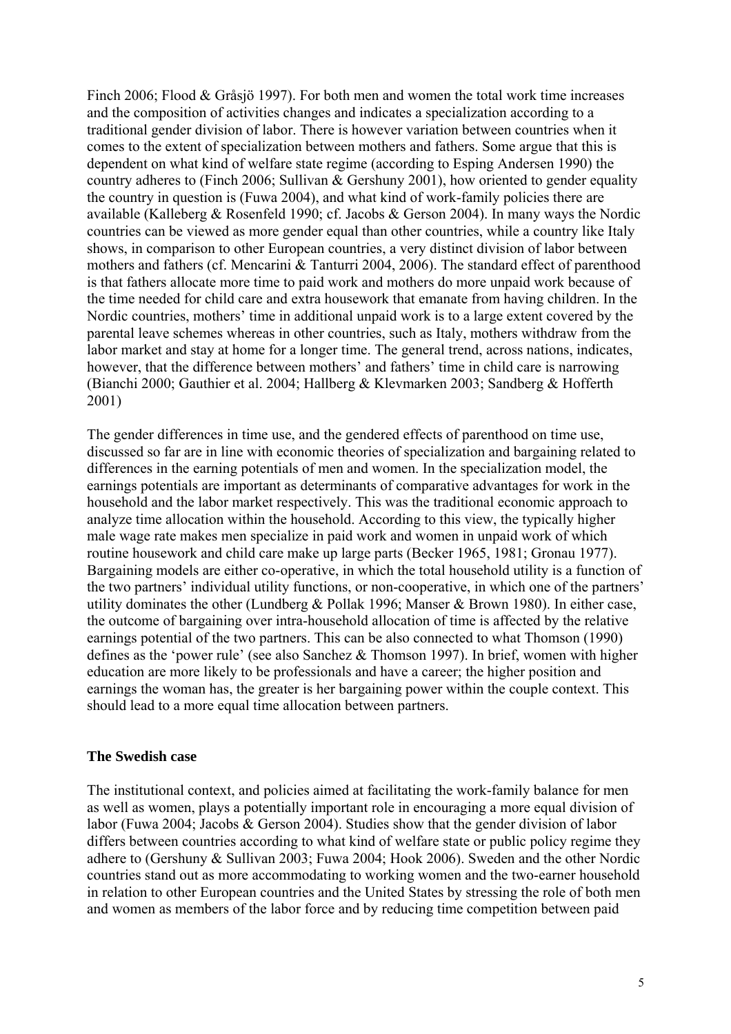Finch 2006; Flood & Gråsjö 1997). For both men and women the total work time increases and the composition of activities changes and indicates a specialization according to a traditional gender division of labor. There is however variation between countries when it comes to the extent of specialization between mothers and fathers. Some argue that this is dependent on what kind of welfare state regime (according to Esping Andersen 1990) the country adheres to (Finch 2006; Sullivan & Gershuny 2001), how oriented to gender equality the country in question is (Fuwa 2004), and what kind of work-family policies there are available (Kalleberg & Rosenfeld 1990; cf. Jacobs & Gerson 2004). In many ways the Nordic countries can be viewed as more gender equal than other countries, while a country like Italy shows, in comparison to other European countries, a very distinct division of labor between mothers and fathers (cf. Mencarini & Tanturri 2004, 2006). The standard effect of parenthood is that fathers allocate more time to paid work and mothers do more unpaid work because of the time needed for child care and extra housework that emanate from having children. In the Nordic countries, mothers' time in additional unpaid work is to a large extent covered by the parental leave schemes whereas in other countries, such as Italy, mothers withdraw from the labor market and stay at home for a longer time. The general trend, across nations, indicates, however, that the difference between mothers' and fathers' time in child care is narrowing (Bianchi 2000; Gauthier et al. 2004; Hallberg & Klevmarken 2003; Sandberg & Hofferth 2001)

The gender differences in time use, and the gendered effects of parenthood on time use, discussed so far are in line with economic theories of specialization and bargaining related to differences in the earning potentials of men and women. In the specialization model, the earnings potentials are important as determinants of comparative advantages for work in the household and the labor market respectively. This was the traditional economic approach to analyze time allocation within the household. According to this view, the typically higher male wage rate makes men specialize in paid work and women in unpaid work of which routine housework and child care make up large parts (Becker 1965, 1981; Gronau 1977). Bargaining models are either co-operative, in which the total household utility is a function of the two partners' individual utility functions, or non-cooperative, in which one of the partners' utility dominates the other (Lundberg & Pollak 1996; Manser & Brown 1980). In either case, the outcome of bargaining over intra-household allocation of time is affected by the relative earnings potential of the two partners. This can be also connected to what Thomson (1990) defines as the 'power rule' (see also Sanchez & Thomson 1997). In brief, women with higher education are more likely to be professionals and have a career; the higher position and earnings the woman has, the greater is her bargaining power within the couple context. This should lead to a more equal time allocation between partners.

## The Swedish case

The institutional context, and policies aimed at facilitating the work-family balance for men as well as women, plays a potentially important role in encouraging a more equal division of labor (Fuwa 2004; Jacobs & Gerson 2004). Studies show that the gender division of labor differs between countries according to what kind of welfare state or public policy regime they adhere to (Gershuny & Sullivan 2003; Fuwa 2004; Hook 2006). Sweden and the other Nordic countries stand out as more accommodating to working women and the two-earner household in relation to other European countries and the United States by stressing the role of both men and women as members of the labor force and by reducing time competition between paid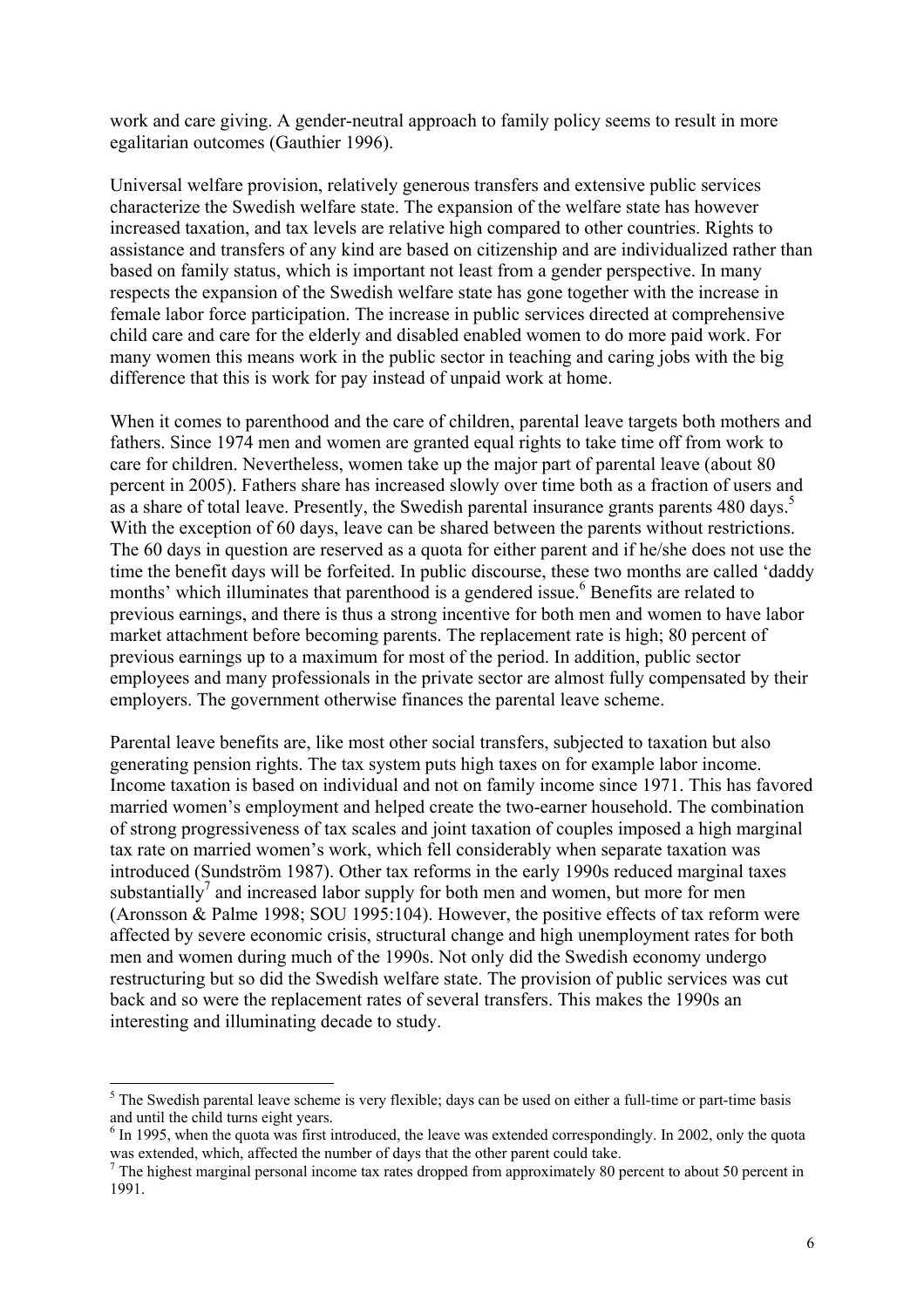work and care giving. A gender-neutral approach to family policy seems to result in more egalitarian outcomes (Gauthier 1996).

Universal welfare provision, relatively generous transfers and extensive public services characterize the Swedish welfare state. The expansion of the welfare state has however increased taxation, and tax levels are relative high compared to other countries. Rights to assistance and transfers of any kind are based on citizenship and are individualized rather than based on family status, which is important not least from a gender perspective. In many respects the expansion of the Swedish welfare state has gone together with the increase in female labor force participation. The increase in public services directed at comprehensive child care and care for the elderly and disabled enabled women to do more paid work. For many women this means work in the public sector in teaching and caring jobs with the big difference that this is work for pay instead of unpaid work at home.

When it comes to parenthood and the care of children, parental leave targets both mothers and fathers. Since 1974 men and women are granted equal rights to take time off from work to care for children. Nevertheless, women take up the major part of parental leave (about 80 percent in 2005). Fathers share has increased slowly over time both as a fraction of users and as a share of total leave. Presently, the Swedish parental insurance grants parents 480 days.[5] With the exception of 60 days, leave can be shared between the parents without restrictions. The 60 days in question are reserved as a quota for either parent and if he/she does not use the time the benefit days will be forfeited. In public discourse, these two months are called 'daddy months' which illuminates that parenthood is a gendered issue.[6] Benefits are related to previous earnings, and there is thus a strong incentive for both men and women to have labor market attachment before becoming parents. The replacement rate is high; 80 percent of previous earnings up to a maximum for most of the period. In addition, public sector employees and many professionals in the private sector are almost fully compensated by their employers. The government otherwise finances the parental leave scheme.

Parental leave benefits are, like most other social transfers, subjected to taxation but also generating pension rights. The tax system puts high taxes on for example labor income. Income taxation is based on individual and not on family income since 1971. This has favored married women's employment and helped create the two-earner household. The combination of strong progressiveness of tax scales and joint taxation of couples imposed a high marginal tax rate on married women's work, which fell considerably when separate taxation was introduced (Sundström 1987). Other tax reforms in the early 1990s reduced marginal taxes substantially[7] and increased labor supply for both men and women, but more for men (Aronsson & Palme 1998; SOU 1995:104). However, the positive effects of tax reform were affected by severe economic crisis, structural change and high unemployment rates for both men and women during much of the 1990s. Not only did the Swedish economy undergo restructuring but so did the Swedish welfare state. The provision of public services was cut back and so were the replacement rates of several transfers. This makes the 1990s an interesting and illuminating decade to study.

---

[5] The Swedish parental leave scheme is very flexible; days can be used on either a full-time or part-time basis and until the child turns eight years.

[6] In 1995, when the quota was first introduced, the leave was extended correspondingly. In 2002, only the quota was extended, which, affected the number of days that the other parent could take.

[7] The highest marginal personal income tax rates dropped from approximately 80 percent to about 50 percent in 1991.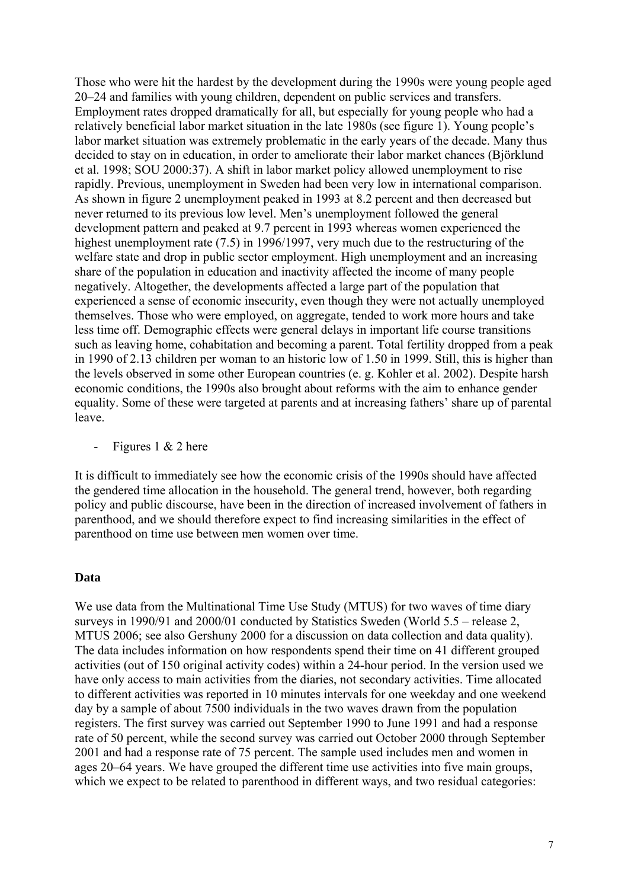Those who were hit the hardest by the development during the 1990s were young people aged 20–24 and families with young children, dependent on public services and transfers. Employment rates dropped dramatically for all, but especially for young people who had a relatively beneficial labor market situation in the late 1980s (see figure 1). Young people's labor market situation was extremely problematic in the early years of the decade. Many thus decided to stay on in education, in order to ameliorate their labor market chances (Björklund et al. 1998; SOU 2000:37). A shift in labor market policy allowed unemployment to rise rapidly. Previous, unemployment in Sweden had been very low in international comparison. As shown in figure 2 unemployment peaked in 1993 at 8.2 percent and then decreased but never returned to its previous low level. Men's unemployment followed the general development pattern and peaked at 9.7 percent in 1993 whereas women experienced the highest unemployment rate (7.5) in 1996/1997, very much due to the restructuring of the welfare state and drop in public sector employment. High unemployment and an increasing share of the population in education and inactivity affected the income of many people negatively. Altogether, the developments affected a large part of the population that experienced a sense of economic insecurity, even though they were not actually unemployed themselves. Those who were employed, on aggregate, tended to work more hours and take less time off. Demographic effects were general delays in important life course transitions such as leaving home, cohabitation and becoming a parent. Total fertility dropped from a peak in 1990 of 2.13 children per woman to an historic low of 1.50 in 1999. Still, this is higher than the levels observed in some other European countries (e. g. Kohler et al. 2002). Despite harsh economic conditions, the 1990s also brought about reforms with the aim to enhance gender equality. Some of these were targeted at parents and at increasing fathers' share up of parental leave.

- Figures 1 & 2 here

It is difficult to immediately see how the economic crisis of the 1990s should have affected the gendered time allocation in the household. The general trend, however, both regarding policy and public discourse, have been in the direction of increased involvement of fathers in parenthood, and we should therefore expect to find increasing similarities in the effect of parenthood on time use between men women over time.

## Data

We use data from the Multinational Time Use Study (MTUS) for two waves of time diary surveys in 1990/91 and 2000/01 conducted by Statistics Sweden (World 5.5 – release 2, MTUS 2006; see also Gershuny 2000 for a discussion on data collection and data quality). The data includes information on how respondents spend their time on 41 different grouped activities (out of 150 original activity codes) within a 24-hour period. In the version used we have only access to main activities from the diaries, not secondary activities. Time allocated to different activities was reported in 10 minutes intervals for one weekday and one weekend day by a sample of about 7500 individuals in the two waves drawn from the population registers. The first survey was carried out September 1990 to June 1991 and had a response rate of 50 percent, while the second survey was carried out October 2000 through September 2001 and had a response rate of 75 percent. The sample used includes men and women in ages 20–64 years. We have grouped the different time use activities into five main groups, which we expect to be related to parenthood in different ways, and two residual categories: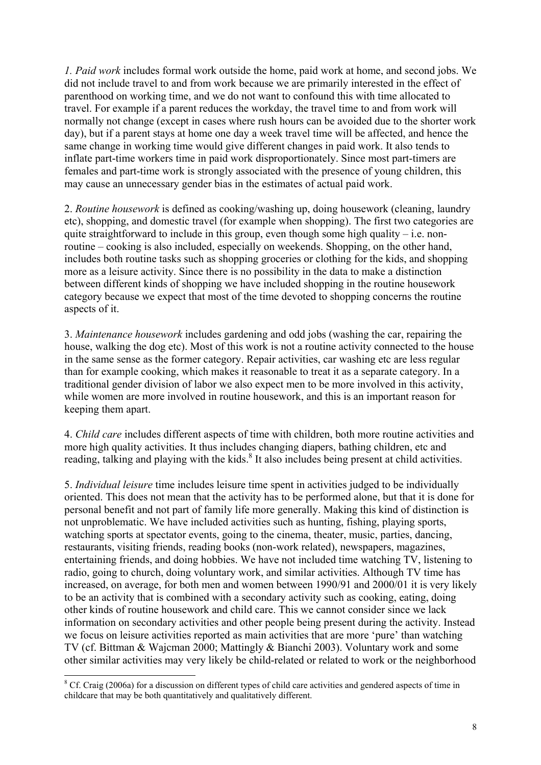*1. Paid work* includes formal work outside the home, paid work at home, and second jobs. We did not include travel to and from work because we are primarily interested in the effect of parenthood on working time, and we do not want to confound this with time allocated to travel. For example if a parent reduces the workday, the travel time to and from work will normally not change (except in cases where rush hours can be avoided due to the shorter work day), but if a parent stays at home one day a week travel time will be affected, and hence the same change in working time would give different changes in paid work. It also tends to inflate part-time workers time in paid work disproportionately. Since most part-timers are females and part-time work is strongly associated with the presence of young children, this may cause an unnecessary gender bias in the estimates of actual paid work.

2. *Routine housework* is defined as cooking/washing up, doing housework (cleaning, laundry etc), shopping, and domestic travel (for example when shopping). The first two categories are quite straightforward to include in this group, even though some high quality – i.e. non-routine – cooking is also included, especially on weekends. Shopping, on the other hand, includes both routine tasks such as shopping groceries or clothing for the kids, and shopping more as a leisure activity. Since there is no possibility in the data to make a distinction between different kinds of shopping we have included shopping in the routine housework category because we expect that most of the time devoted to shopping concerns the routine aspects of it.

3. *Maintenance housework* includes gardening and odd jobs (washing the car, repairing the house, walking the dog etc). Most of this work is not a routine activity connected to the house in the same sense as the former category. Repair activities, car washing etc are less regular than for example cooking, which makes it reasonable to treat it as a separate category. In a traditional gender division of labor we also expect men to be more involved in this activity, while women are more involved in routine housework, and this is an important reason for keeping them apart.

4. *Child care* includes different aspects of time with children, both more routine activities and more high quality activities. It thus includes changing diapers, bathing children, etc and reading, talking and playing with the kids.[8] It also includes being present at child activities.

5. *Individual leisure* time includes leisure time spent in activities judged to be individually oriented. This does not mean that the activity has to be performed alone, but that it is done for personal benefit and not part of family life more generally. Making this kind of distinction is not unproblematic. We have included activities such as hunting, fishing, playing sports, watching sports at spectator events, going to the cinema, theater, music, parties, dancing, restaurants, visiting friends, reading books (non-work related), newspapers, magazines, entertaining friends, and doing hobbies. We have not included time watching TV, listening to radio, going to church, doing voluntary work, and similar activities. Although TV time has increased, on average, for both men and women between 1990/91 and 2000/01 it is very likely to be an activity that is combined with a secondary activity such as cooking, eating, doing other kinds of routine housework and child care. This we cannot consider since we lack information on secondary activities and other people being present during the activity. Instead we focus on leisure activities reported as main activities that are more 'pure' than watching TV (cf. Bittman & Wajcman 2000; Mattingly & Bianchi 2003). Voluntary work and some other similar activities may very likely be child-related or related to work or the neighborhood

[8] Cf. Craig (2006a) for a discussion on different types of child care activities and gendered aspects of time in childcare that may be both quantitatively and qualitatively different.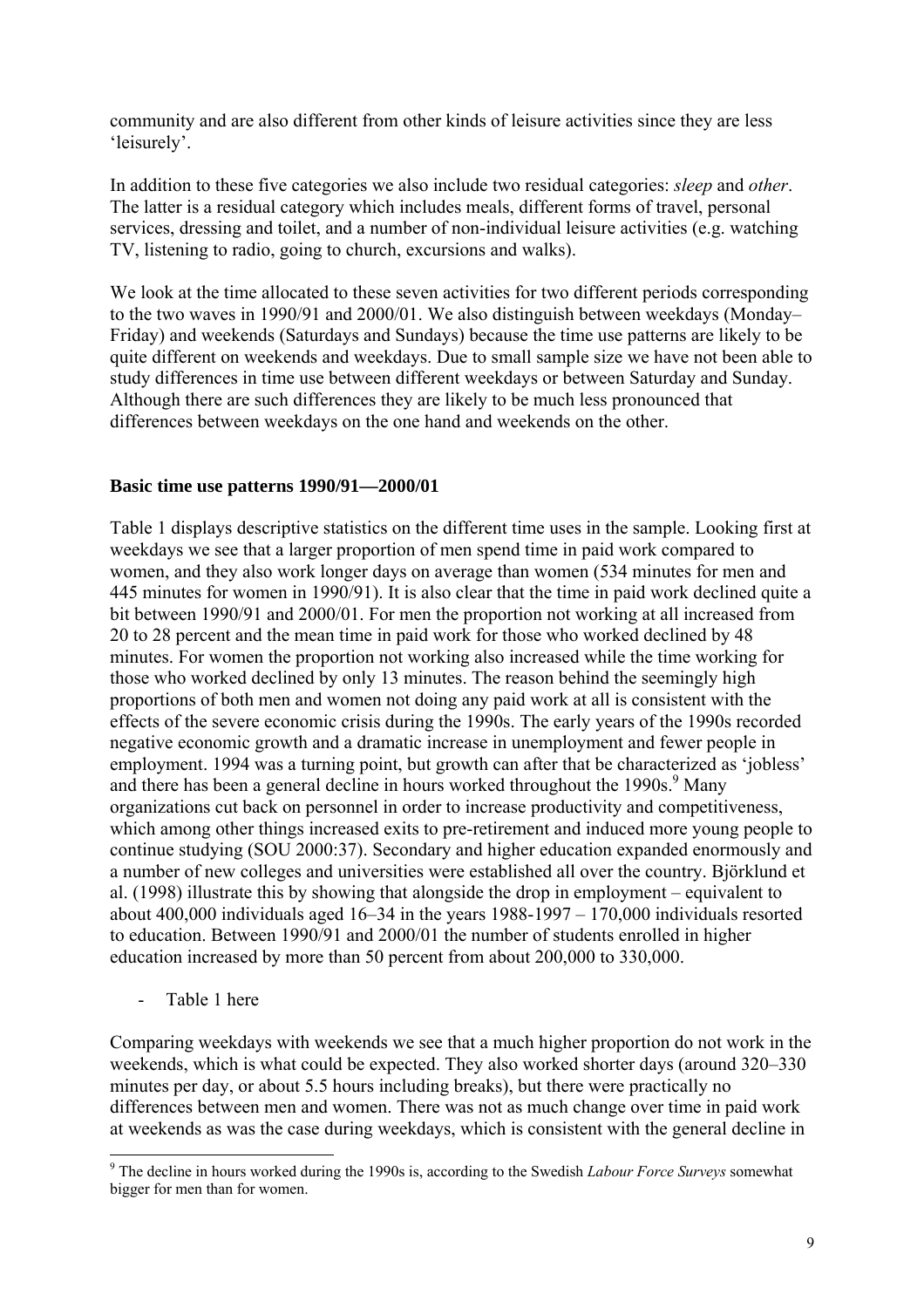community and are also different from other kinds of leisure activities since they are less 'leisurely'.

In addition to these five categories we also include two residual categories: *sleep* and *other*. The latter is a residual category which includes meals, different forms of travel, personal services, dressing and toilet, and a number of non-individual leisure activities (e.g. watching TV, listening to radio, going to church, excursions and walks).

We look at the time allocated to these seven activities for two different periods corresponding to the two waves in 1990/91 and 2000/01. We also distinguish between weekdays (Monday–Friday) and weekends (Saturdays and Sundays) because the time use patterns are likely to be quite different on weekends and weekdays. Due to small sample size we have not been able to study differences in time use between different weekdays or between Saturday and Sunday. Although there are such differences they are likely to be much less pronounced that differences between weekdays on the one hand and weekends on the other.

**Basic time use patterns 1990/91—2000/01**

Table 1 displays descriptive statistics on the different time uses in the sample. Looking first at weekdays we see that a larger proportion of men spend time in paid work compared to women, and they also work longer days on average than women (534 minutes for men and 445 minutes for women in 1990/91). It is also clear that the time in paid work declined quite a bit between 1990/91 and 2000/01. For men the proportion not working at all increased from 20 to 28 percent and the mean time in paid work for those who worked declined by 48 minutes. For women the proportion not working also increased while the time working for those who worked declined by only 13 minutes. The reason behind the seemingly high proportions of both men and women not doing any paid work at all is consistent with the effects of the severe economic crisis during the 1990s. The early years of the 1990s recorded negative economic growth and a dramatic increase in unemployment and fewer people in employment. 1994 was a turning point, but growth can after that be characterized as 'jobless' and there has been a general decline in hours worked throughout the 1990s.[9] Many organizations cut back on personnel in order to increase productivity and competitiveness, which among other things increased exits to pre-retirement and induced more young people to continue studying (SOU 2000:37). Secondary and higher education expanded enormously and a number of new colleges and universities were established all over the country. Björklund et al. (1998) illustrate this by showing that alongside the drop in employment – equivalent to about 400,000 individuals aged 16–34 in the years 1988-1997 – 170,000 individuals resorted to education. Between 1990/91 and 2000/01 the number of students enrolled in higher education increased by more than 50 percent from about 200,000 to 330,000.

- Table 1 here

Comparing weekdays with weekends we see that a much higher proportion do not work in the weekends, which is what could be expected. They also worked shorter days (around 320–330 minutes per day, or about 5.5 hours including breaks), but there were practically no differences between men and women. There was not as much change over time in paid work at weekends as was the case during weekdays, which is consistent with the general decline in

[9] The decline in hours worked during the 1990s is, according to the Swedish *Labour Force Surveys* somewhat bigger for men than for women.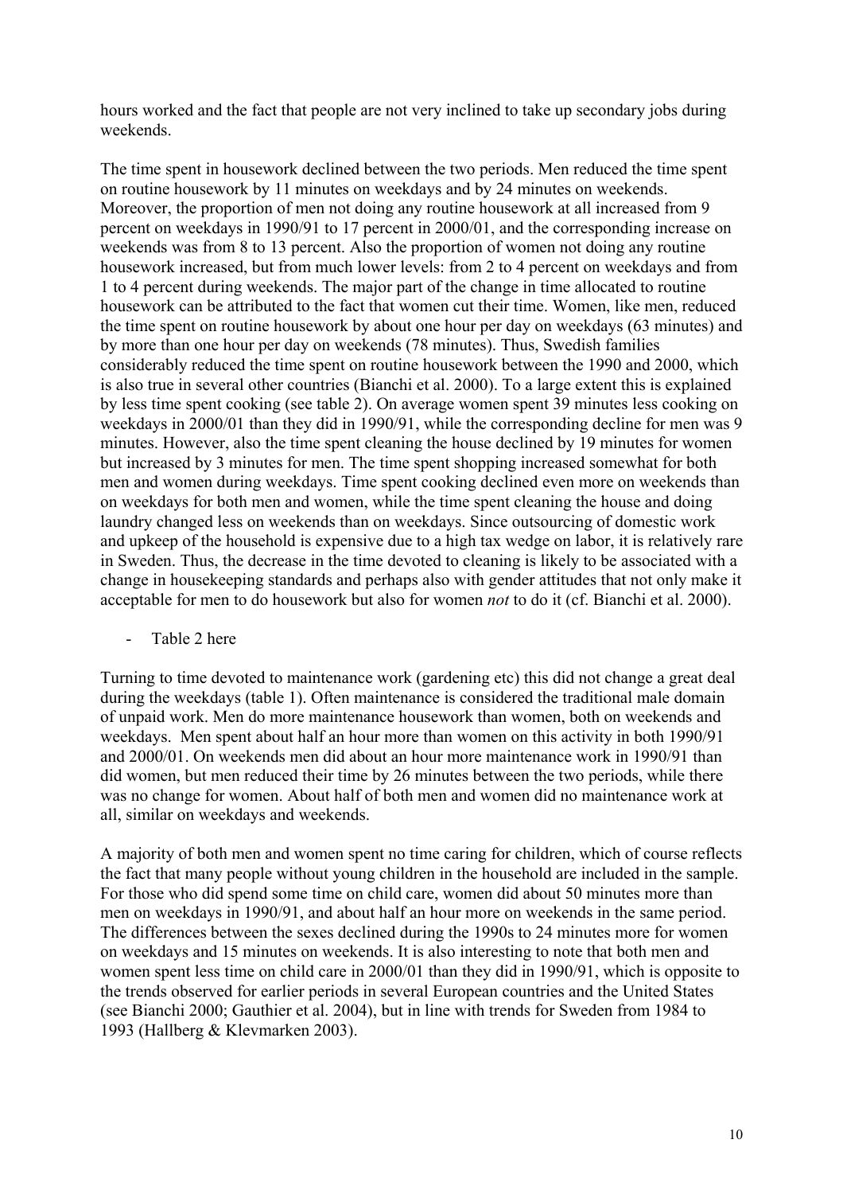hours worked and the fact that people are not very inclined to take up secondary jobs during weekends.

The time spent in housework declined between the two periods. Men reduced the time spent on routine housework by 11 minutes on weekdays and by 24 minutes on weekends. Moreover, the proportion of men not doing any routine housework at all increased from 9 percent on weekdays in 1990/91 to 17 percent in 2000/01, and the corresponding increase on weekends was from 8 to 13 percent. Also the proportion of women not doing any routine housework increased, but from much lower levels: from 2 to 4 percent on weekdays and from 1 to 4 percent during weekends. The major part of the change in time allocated to routine housework can be attributed to the fact that women cut their time. Women, like men, reduced the time spent on routine housework by about one hour per day on weekdays (63 minutes) and by more than one hour per day on weekends (78 minutes). Thus, Swedish families considerably reduced the time spent on routine housework between the 1990 and 2000, which is also true in several other countries (Bianchi et al. 2000). To a large extent this is explained by less time spent cooking (see table 2). On average women spent 39 minutes less cooking on weekdays in 2000/01 than they did in 1990/91, while the corresponding decline for men was 9 minutes. However, also the time spent cleaning the house declined by 19 minutes for women but increased by 3 minutes for men. The time spent shopping increased somewhat for both men and women during weekdays. Time spent cooking declined even more on weekends than on weekdays for both men and women, while the time spent cleaning the house and doing laundry changed less on weekends than on weekdays. Since outsourcing of domestic work and upkeep of the household is expensive due to a high tax wedge on labor, it is relatively rare in Sweden. Thus, the decrease in the time devoted to cleaning is likely to be associated with a change in housekeeping standards and perhaps also with gender attitudes that not only make it acceptable for men to do housework but also for women *not* to do it (cf. Bianchi et al. 2000).

- Table 2 here

Turning to time devoted to maintenance work (gardening etc) this did not change a great deal during the weekdays (table 1). Often maintenance is considered the traditional male domain of unpaid work. Men do more maintenance housework than women, both on weekends and weekdays. Men spent about half an hour more than women on this activity in both 1990/91 and 2000/01. On weekends men did about an hour more maintenance work in 1990/91 than did women, but men reduced their time by 26 minutes between the two periods, while there was no change for women. About half of both men and women did no maintenance work at all, similar on weekdays and weekends.

A majority of both men and women spent no time caring for children, which of course reflects the fact that many people without young children in the household are included in the sample. For those who did spend some time on child care, women did about 50 minutes more than men on weekdays in 1990/91, and about half an hour more on weekends in the same period. The differences between the sexes declined during the 1990s to 24 minutes more for women on weekdays and 15 minutes on weekends. It is also interesting to note that both men and women spent less time on child care in 2000/01 than they did in 1990/91, which is opposite to the trends observed for earlier periods in several European countries and the United States (see Bianchi 2000; Gauthier et al. 2004), but in line with trends for Sweden from 1984 to 1993 (Hallberg & Klevmarken 2003).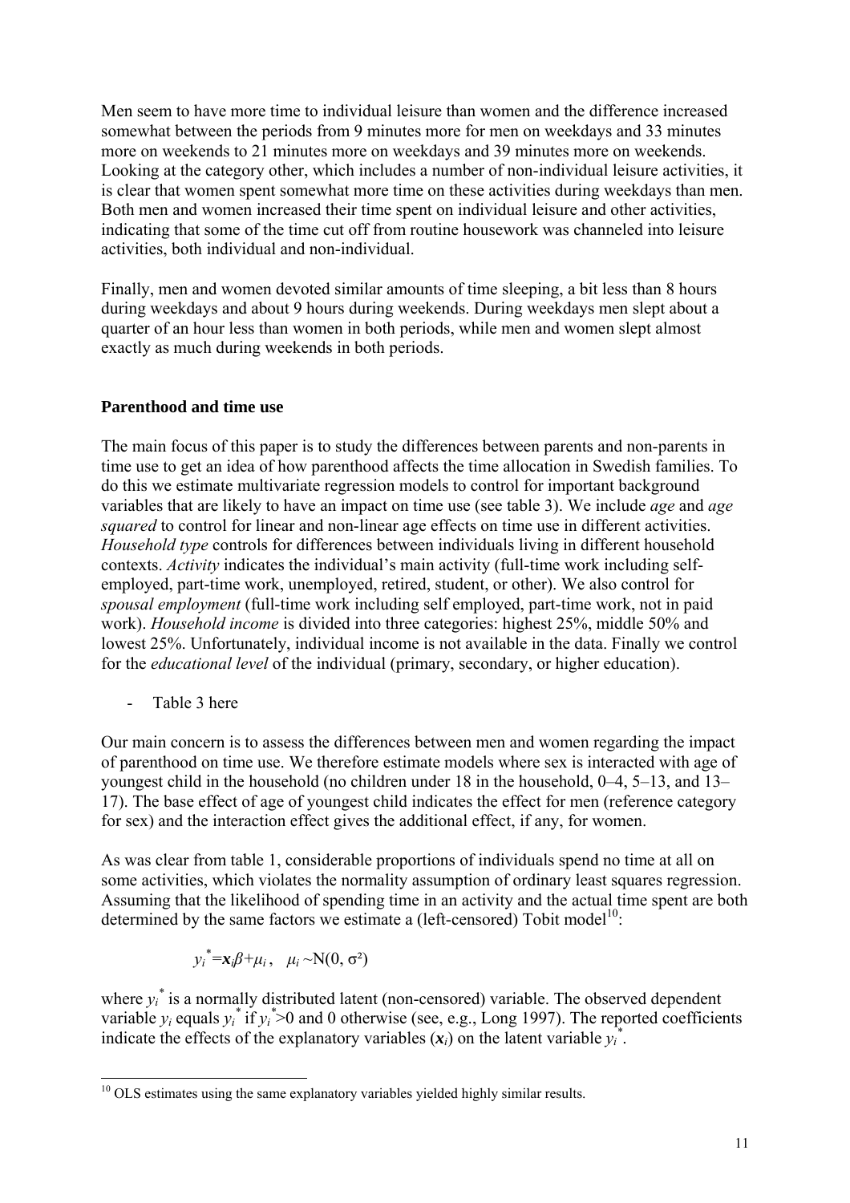Men seem to have more time to individual leisure than women and the difference increased somewhat between the periods from 9 minutes more for men on weekdays and 33 minutes more on weekends to 21 minutes more on weekdays and 39 minutes more on weekends. Looking at the category other, which includes a number of non-individual leisure activities, it is clear that women spent somewhat more time on these activities during weekdays than men. Both men and women increased their time spent on individual leisure and other activities, indicating that some of the time cut off from routine housework was channeled into leisure activities, both individual and non-individual.

Finally, men and women devoted similar amounts of time sleeping, a bit less than 8 hours during weekdays and about 9 hours during weekends. During weekdays men slept about a quarter of an hour less than women in both periods, while men and women slept almost exactly as much during weekends in both periods.

**Parenthood and time use**

The main focus of this paper is to study the differences between parents and non-parents in time use to get an idea of how parenthood affects the time allocation in Swedish families. To do this we estimate multivariate regression models to control for important background variables that are likely to have an impact on time use (see table 3). We include *age* and *age squared* to control for linear and non-linear age effects on time use in different activities. *Household type* controls for differences between individuals living in different household contexts. *Activity* indicates the individual's main activity (full-time work including self-employed, part-time work, unemployed, retired, student, or other). We also control for *spousal employment* (full-time work including self employed, part-time work, not in paid work). *Household income* is divided into three categories: highest 25%, middle 50% and lowest 25%. Unfortunately, individual income is not available in the data. Finally we control for the *educational level* of the individual (primary, secondary, or higher education).

- Table 3 here

Our main concern is to assess the differences between men and women regarding the impact of parenthood on time use. We therefore estimate models where sex is interacted with age of youngest child in the household (no children under 18 in the household, 0–4, 5–13, and 13–17). The base effect of age of youngest child indicates the effect for men (reference category for sex) and the interaction effect gives the additional effect, if any, for women.

As was clear from table 1, considerable proportions of individuals spend no time at all on some activities, which violates the normality assumption of ordinary least squares regression. Assuming that the likelihood of spending time in an activity and the actual time spent are both determined by the same factors we estimate a (left-censored) Tobit model[10]:

$$y_i^* = \boldsymbol{x}_i\beta + \mu_i, \quad \mu_i \sim \mathrm{N}(0, \sigma^2)$$

where $y_i^*$ is a normally distributed latent (non-censored) variable. The observed dependent variable $y_i$ equals $y_i^*$ if $y_i^* > 0$ and 0 otherwise (see, e.g., Long 1997). The reported coefficients indicate the effects of the explanatory variables ($\boldsymbol{x}_i$) on the latent variable $y_i^*$.

[10] OLS estimates using the same explanatory variables yielded highly similar results.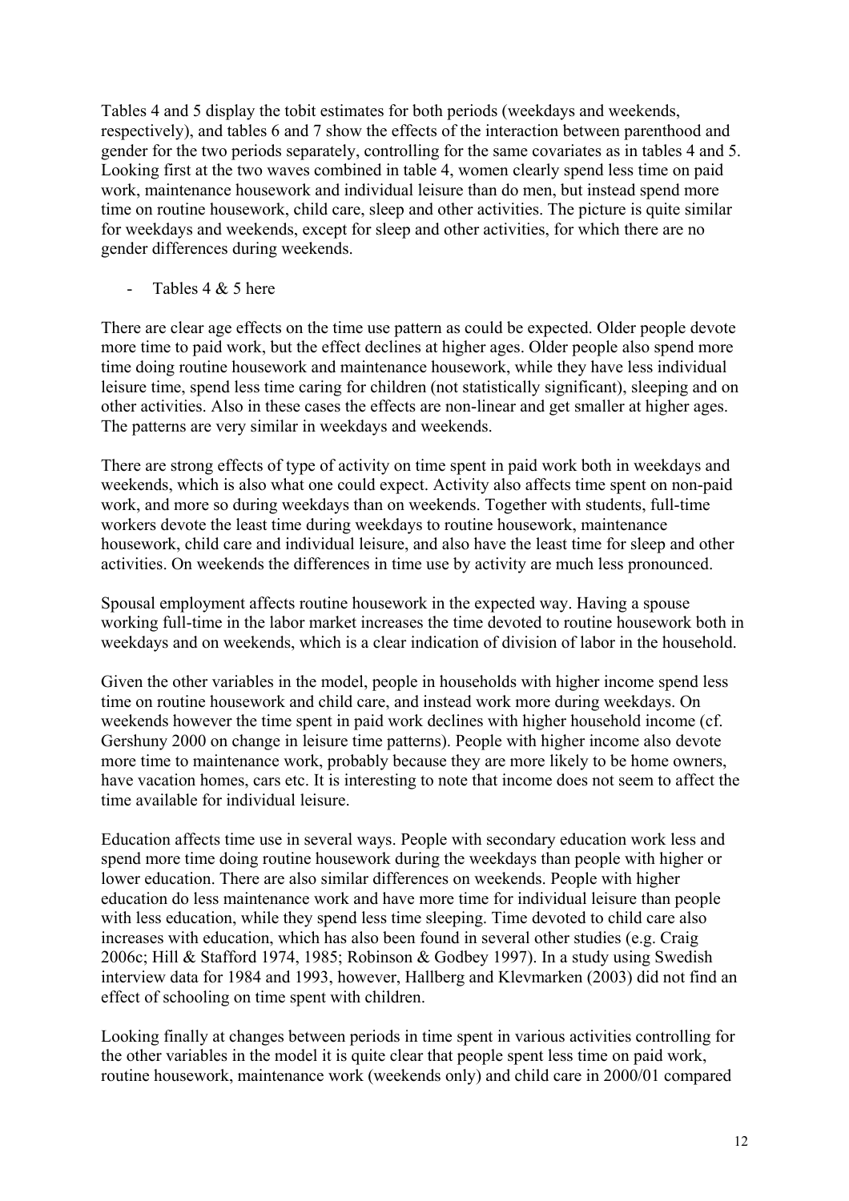Tables 4 and 5 display the tobit estimates for both periods (weekdays and weekends, respectively), and tables 6 and 7 show the effects of the interaction between parenthood and gender for the two periods separately, controlling for the same covariates as in tables 4 and 5. Looking first at the two waves combined in table 4, women clearly spend less time on paid work, maintenance housework and individual leisure than do men, but instead spend more time on routine housework, child care, sleep and other activities. The picture is quite similar for weekdays and weekends, except for sleep and other activities, for which there are no gender differences during weekends.

- Tables 4 & 5 here

There are clear age effects on the time use pattern as could be expected. Older people devote more time to paid work, but the effect declines at higher ages. Older people also spend more time doing routine housework and maintenance housework, while they have less individual leisure time, spend less time caring for children (not statistically significant), sleeping and on other activities. Also in these cases the effects are non-linear and get smaller at higher ages. The patterns are very similar in weekdays and weekends.

There are strong effects of type of activity on time spent in paid work both in weekdays and weekends, which is also what one could expect. Activity also affects time spent on non-paid work, and more so during weekdays than on weekends. Together with students, full-time workers devote the least time during weekdays to routine housework, maintenance housework, child care and individual leisure, and also have the least time for sleep and other activities. On weekends the differences in time use by activity are much less pronounced.

Spousal employment affects routine housework in the expected way. Having a spouse working full-time in the labor market increases the time devoted to routine housework both in weekdays and on weekends, which is a clear indication of division of labor in the household.

Given the other variables in the model, people in households with higher income spend less time on routine housework and child care, and instead work more during weekdays. On weekends however the time spent in paid work declines with higher household income (cf. Gershuny 2000 on change in leisure time patterns). People with higher income also devote more time to maintenance work, probably because they are more likely to be home owners, have vacation homes, cars etc. It is interesting to note that income does not seem to affect the time available for individual leisure.

Education affects time use in several ways. People with secondary education work less and spend more time doing routine housework during the weekdays than people with higher or lower education. There are also similar differences on weekends. People with higher education do less maintenance work and have more time for individual leisure than people with less education, while they spend less time sleeping. Time devoted to child care also increases with education, which has also been found in several other studies (e.g. Craig 2006c; Hill & Stafford 1974, 1985; Robinson & Godbey 1997). In a study using Swedish interview data for 1984 and 1993, however, Hallberg and Klevmarken (2003) did not find an effect of schooling on time spent with children.

Looking finally at changes between periods in time spent in various activities controlling for the other variables in the model it is quite clear that people spent less time on paid work, routine housework, maintenance work (weekends only) and child care in 2000/01 compared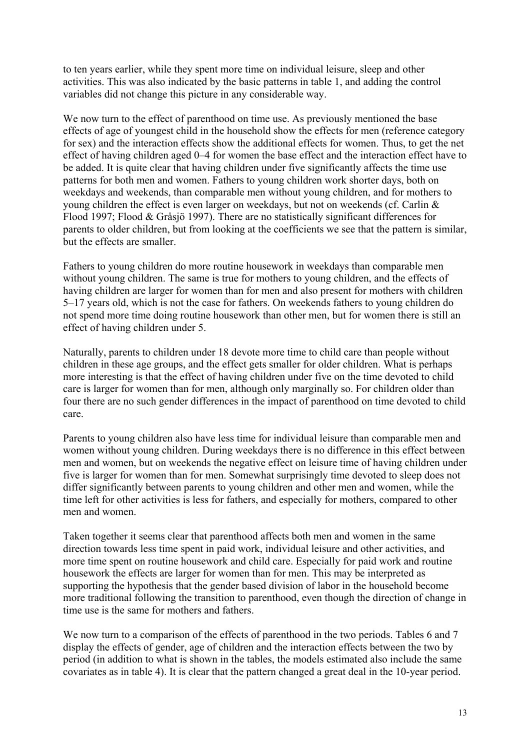to ten years earlier, while they spent more time on individual leisure, sleep and other activities. This was also indicated by the basic patterns in table 1, and adding the control variables did not change this picture in any considerable way.

We now turn to the effect of parenthood on time use. As previously mentioned the base effects of age of youngest child in the household show the effects for men (reference category for sex) and the interaction effects show the additional effects for women. Thus, to get the net effect of having children aged 0–4 for women the base effect and the interaction effect have to be added. It is quite clear that having children under five significantly affects the time use patterns for both men and women. Fathers to young children work shorter days, both on weekdays and weekends, than comparable men without young children, and for mothers to young children the effect is even larger on weekdays, but not on weekends (cf. Carlin & Flood 1997; Flood & Gråsjö 1997). There are no statistically significant differences for parents to older children, but from looking at the coefficients we see that the pattern is similar, but the effects are smaller.

Fathers to young children do more routine housework in weekdays than comparable men without young children. The same is true for mothers to young children, and the effects of having children are larger for women than for men and also present for mothers with children 5–17 years old, which is not the case for fathers. On weekends fathers to young children do not spend more time doing routine housework than other men, but for women there is still an effect of having children under 5.

Naturally, parents to children under 18 devote more time to child care than people without children in these age groups, and the effect gets smaller for older children. What is perhaps more interesting is that the effect of having children under five on the time devoted to child care is larger for women than for men, although only marginally so. For children older than four there are no such gender differences in the impact of parenthood on time devoted to child care.

Parents to young children also have less time for individual leisure than comparable men and women without young children. During weekdays there is no difference in this effect between men and women, but on weekends the negative effect on leisure time of having children under five is larger for women than for men. Somewhat surprisingly time devoted to sleep does not differ significantly between parents to young children and other men and women, while the time left for other activities is less for fathers, and especially for mothers, compared to other men and women.

Taken together it seems clear that parenthood affects both men and women in the same direction towards less time spent in paid work, individual leisure and other activities, and more time spent on routine housework and child care. Especially for paid work and routine housework the effects are larger for women than for men. This may be interpreted as supporting the hypothesis that the gender based division of labor in the household become more traditional following the transition to parenthood, even though the direction of change in time use is the same for mothers and fathers.

We now turn to a comparison of the effects of parenthood in the two periods. Tables 6 and 7 display the effects of gender, age of children and the interaction effects between the two by period (in addition to what is shown in the tables, the models estimated also include the same covariates as in table 4). It is clear that the pattern changed a great deal in the 10-year period.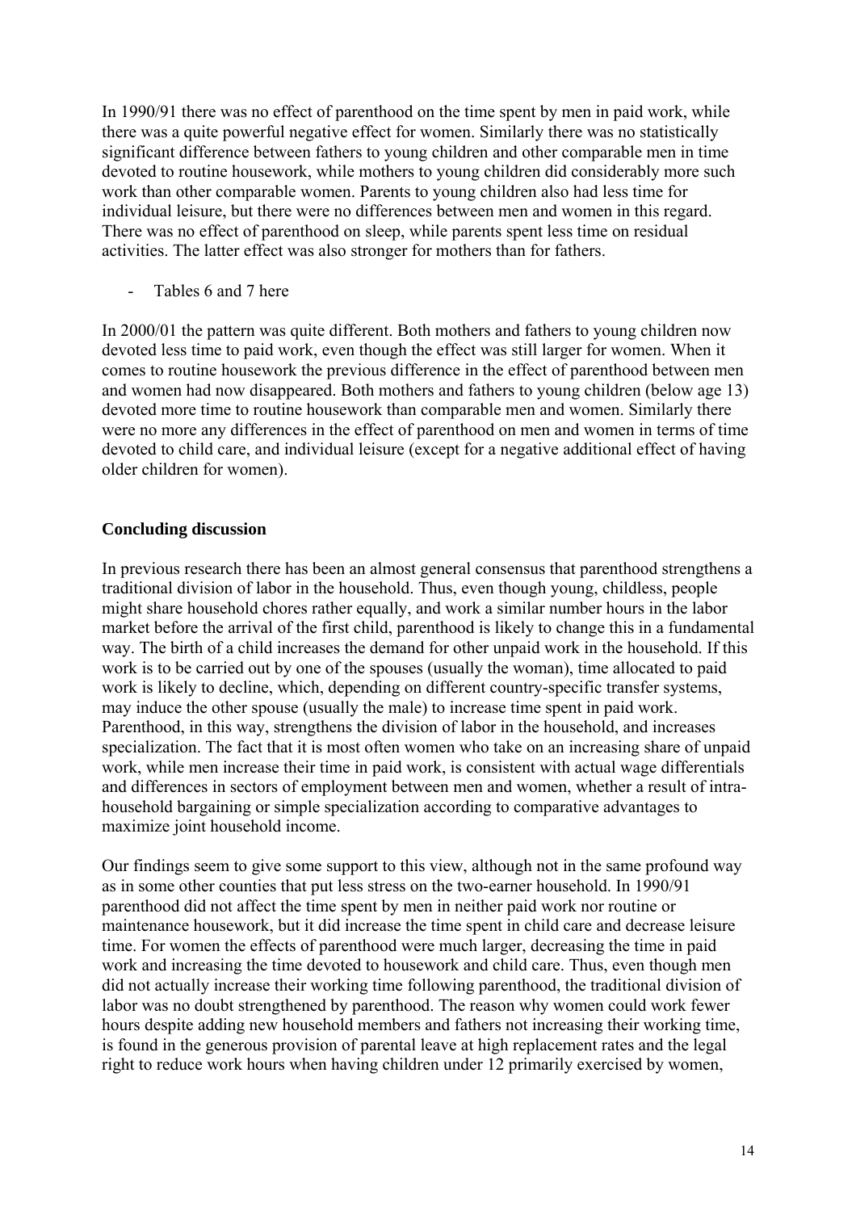In 1990/91 there was no effect of parenthood on the time spent by men in paid work, while there was a quite powerful negative effect for women. Similarly there was no statistically significant difference between fathers to young children and other comparable men in time devoted to routine housework, while mothers to young children did considerably more such work than other comparable women. Parents to young children also had less time for individual leisure, but there were no differences between men and women in this regard. There was no effect of parenthood on sleep, while parents spent less time on residual activities. The latter effect was also stronger for mothers than for fathers.

- Tables 6 and 7 here

In 2000/01 the pattern was quite different. Both mothers and fathers to young children now devoted less time to paid work, even though the effect was still larger for women. When it comes to routine housework the previous difference in the effect of parenthood between men and women had now disappeared. Both mothers and fathers to young children (below age 13) devoted more time to routine housework than comparable men and women. Similarly there were no more any differences in the effect of parenthood on men and women in terms of time devoted to child care, and individual leisure (except for a negative additional effect of having older children for women).

## Concluding discussion

In previous research there has been an almost general consensus that parenthood strengthens a traditional division of labor in the household. Thus, even though young, childless, people might share household chores rather equally, and work a similar number hours in the labor market before the arrival of the first child, parenthood is likely to change this in a fundamental way. The birth of a child increases the demand for other unpaid work in the household. If this work is to be carried out by one of the spouses (usually the woman), time allocated to paid work is likely to decline, which, depending on different country-specific transfer systems, may induce the other spouse (usually the male) to increase time spent in paid work. Parenthood, in this way, strengthens the division of labor in the household, and increases specialization. The fact that it is most often women who take on an increasing share of unpaid work, while men increase their time in paid work, is consistent with actual wage differentials and differences in sectors of employment between men and women, whether a result of intra-household bargaining or simple specialization according to comparative advantages to maximize joint household income.

Our findings seem to give some support to this view, although not in the same profound way as in some other counties that put less stress on the two-earner household. In 1990/91 parenthood did not affect the time spent by men in neither paid work nor routine or maintenance housework, but it did increase the time spent in child care and decrease leisure time. For women the effects of parenthood were much larger, decreasing the time in paid work and increasing the time devoted to housework and child care. Thus, even though men did not actually increase their working time following parenthood, the traditional division of labor was no doubt strengthened by parenthood. The reason why women could work fewer hours despite adding new household members and fathers not increasing their working time, is found in the generous provision of parental leave at high replacement rates and the legal right to reduce work hours when having children under 12 primarily exercised by women,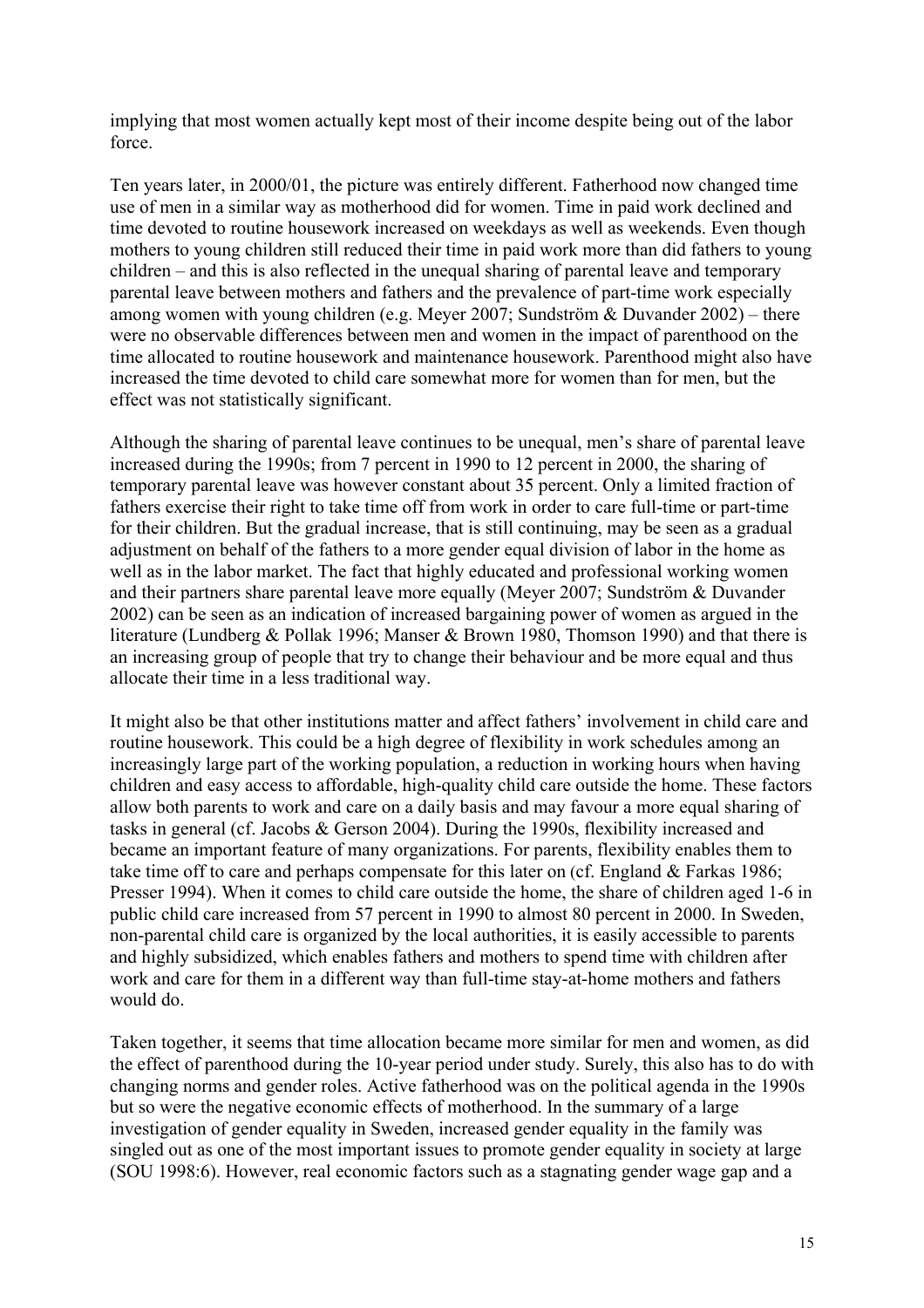implying that most women actually kept most of their income despite being out of the labor force.

Ten years later, in 2000/01, the picture was entirely different. Fatherhood now changed time use of men in a similar way as motherhood did for women. Time in paid work declined and time devoted to routine housework increased on weekdays as well as weekends. Even though mothers to young children still reduced their time in paid work more than did fathers to young children – and this is also reflected in the unequal sharing of parental leave and temporary parental leave between mothers and fathers and the prevalence of part-time work especially among women with young children (e.g. Meyer 2007; Sundström & Duvander 2002) – there were no observable differences between men and women in the impact of parenthood on the time allocated to routine housework and maintenance housework. Parenthood might also have increased the time devoted to child care somewhat more for women than for men, but the effect was not statistically significant.

Although the sharing of parental leave continues to be unequal, men's share of parental leave increased during the 1990s; from 7 percent in 1990 to 12 percent in 2000, the sharing of temporary parental leave was however constant about 35 percent. Only a limited fraction of fathers exercise their right to take time off from work in order to care full-time or part-time for their children. But the gradual increase, that is still continuing, may be seen as a gradual adjustment on behalf of the fathers to a more gender equal division of labor in the home as well as in the labor market. The fact that highly educated and professional working women and their partners share parental leave more equally (Meyer 2007; Sundström & Duvander 2002) can be seen as an indication of increased bargaining power of women as argued in the literature (Lundberg & Pollak 1996; Manser & Brown 1980, Thomson 1990) and that there is an increasing group of people that try to change their behaviour and be more equal and thus allocate their time in a less traditional way.

It might also be that other institutions matter and affect fathers' involvement in child care and routine housework. This could be a high degree of flexibility in work schedules among an increasingly large part of the working population, a reduction in working hours when having children and easy access to affordable, high-quality child care outside the home. These factors allow both parents to work and care on a daily basis and may favour a more equal sharing of tasks in general (cf. Jacobs & Gerson 2004). During the 1990s, flexibility increased and became an important feature of many organizations. For parents, flexibility enables them to take time off to care and perhaps compensate for this later on (cf. England & Farkas 1986; Presser 1994). When it comes to child care outside the home, the share of children aged 1-6 in public child care increased from 57 percent in 1990 to almost 80 percent in 2000. In Sweden, non-parental child care is organized by the local authorities, it is easily accessible to parents and highly subsidized, which enables fathers and mothers to spend time with children after work and care for them in a different way than full-time stay-at-home mothers and fathers would do.

Taken together, it seems that time allocation became more similar for men and women, as did the effect of parenthood during the 10-year period under study. Surely, this also has to do with changing norms and gender roles. Active fatherhood was on the political agenda in the 1990s but so were the negative economic effects of motherhood. In the summary of a large investigation of gender equality in Sweden, increased gender equality in the family was singled out as one of the most important issues to promote gender equality in society at large (SOU 1998:6). However, real economic factors such as a stagnating gender wage gap and a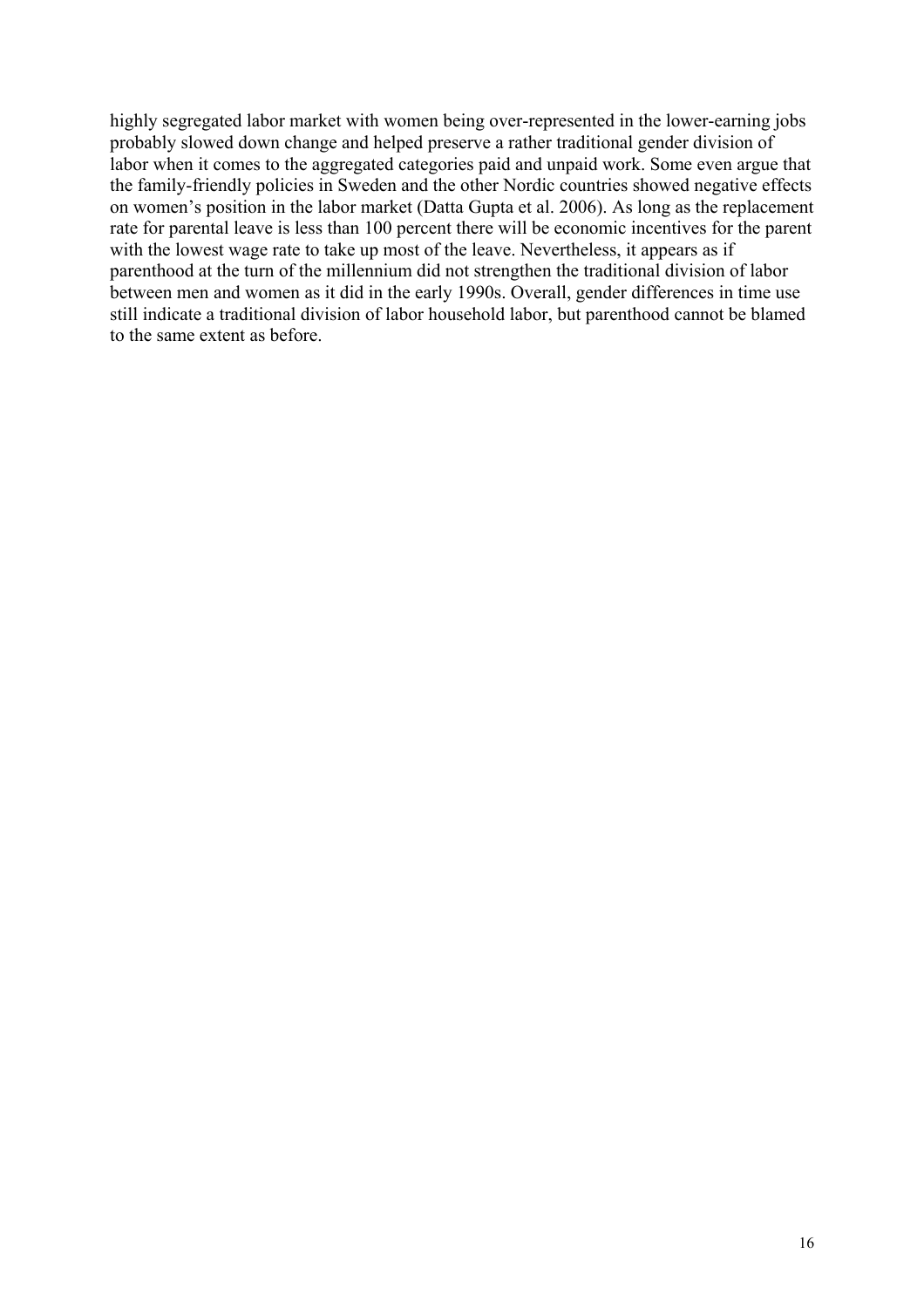highly segregated labor market with women being over-represented in the lower-earning jobs probably slowed down change and helped preserve a rather traditional gender division of labor when it comes to the aggregated categories paid and unpaid work. Some even argue that the family-friendly policies in Sweden and the other Nordic countries showed negative effects on women's position in the labor market (Datta Gupta et al. 2006). As long as the replacement rate for parental leave is less than 100 percent there will be economic incentives for the parent with the lowest wage rate to take up most of the leave. Nevertheless, it appears as if parenthood at the turn of the millennium did not strengthen the traditional division of labor between men and women as it did in the early 1990s. Overall, gender differences in time use still indicate a traditional division of labor household labor, but parenthood cannot be blamed to the same extent as before.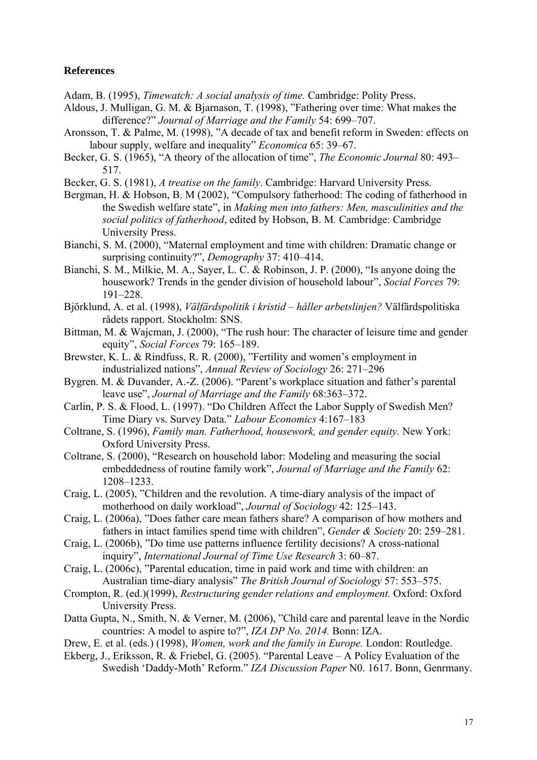**References**

Adam, B. (1995), *Timewatch: A social analysis of time.* Cambridge: Polity Press.

Aldous, J. Mulligan, G. M. & Bjarnason, T. (1998), "Fathering over time: What makes the difference?" *Journal of Marriage and the Family* 54: 699–707.

Aronsson, T. & Palme, M. (1998), "A decade of tax and benefit reform in Sweden: effects on labour supply, welfare and inequality" *Economica* 65: 39–67.

Becker, G. S. (1965), "A theory of the allocation of time", *The Economic Journal* 80: 493–517.

Becker, G. S. (1981), *A treatise on the family*. Cambridge: Harvard University Press.

Bergman, H. & Hobson, B. M (2002), "Compulsory fatherhood: The coding of fatherhood in the Swedish welfare state", in *Making men into fathers: Men, masculinities and the social politics of fatherhood*, edited by Hobson, B. M. Cambridge: Cambridge University Press.

Bianchi, S. M. (2000), "Maternal employment and time with children: Dramatic change or surprising continuity?", *Demography* 37: 410–414.

Bianchi, S. M., Milkie, M. A., Sayer, L. C. & Robinson, J. P. (2000), "Is anyone doing the housework? Trends in the gender division of household labour", *Social Forces* 79: 191–228.

Björklund, A. et al. (1998), *Välfärdspolitik i kristid – håller arbetslinjen?* Välfärdspolitiska rådets rapport. Stockholm: SNS.

Bittman, M. & Wajcman, J. (2000), "The rush hour: The character of leisure time and gender equity", *Social Forces* 79: 165–189.

Brewster, K. L. & Rindfuss, R. R. (2000), "Fertility and women's employment in industrialized nations", *Annual Review of Sociology* 26: 271–296

Bygren. M. & Duvander, A.-Z. (2006). "Parent's workplace situation and father's parental leave use", *Journal of Marriage and the Family* 68:363–372.

Carlin, P. S. & Flood, L. (1997). "Do Children Affect the Labor Supply of Swedish Men? Time Diary vs. Survey Data." *Labour Economics* 4:167–183

Coltrane, S. (1996), *Family man. Fatherhood, housework, and gender equity.* New York: Oxford University Press.

Coltrane, S. (2000), "Research on household labor: Modeling and measuring the social embeddedness of routine family work", *Journal of Marriage and the Family* 62: 1208–1233.

Craig, L. (2005), "Children and the revolution. A time-diary analysis of the impact of motherhood on daily workload", *Journal of Sociology* 42: 125–143.

Craig, L. (2006a), "Does father care mean fathers share? A comparison of how mothers and fathers in intact families spend time with children", *Gender & Society* 20: 259–281.

Craig, L. (2006b), "Do time use patterns influence fertility decisions? A cross-national inquiry", *International Journal of Time Use Research* 3: 60–87.

Craig, L. (2006c), "Parental education, time in paid work and time with children: an Australian time-diary analysis" *The British Journal of Sociology* 57: 553–575.

Crompton, R. (ed.)(1999), *Restructuring gender relations and employment.* Oxford: Oxford University Press.

Datta Gupta, N., Smith, N. & Verner, M. (2006), "Child care and parental leave in the Nordic countries: A model to aspire to?", *IZA DP No. 2014.* Bonn: IZA.

Drew, E. et al. (eds.) (1998), *Women, work and the family in Europe.* London: Routledge.

Ekberg, J., Eriksson, R. & Friebel, G. (2005). "Parental Leave – A Policy Evaluation of the Swedish 'Daddy-Moth' Reform." *IZA Discussion Paper* N0. 1617. Bonn, Genrmany.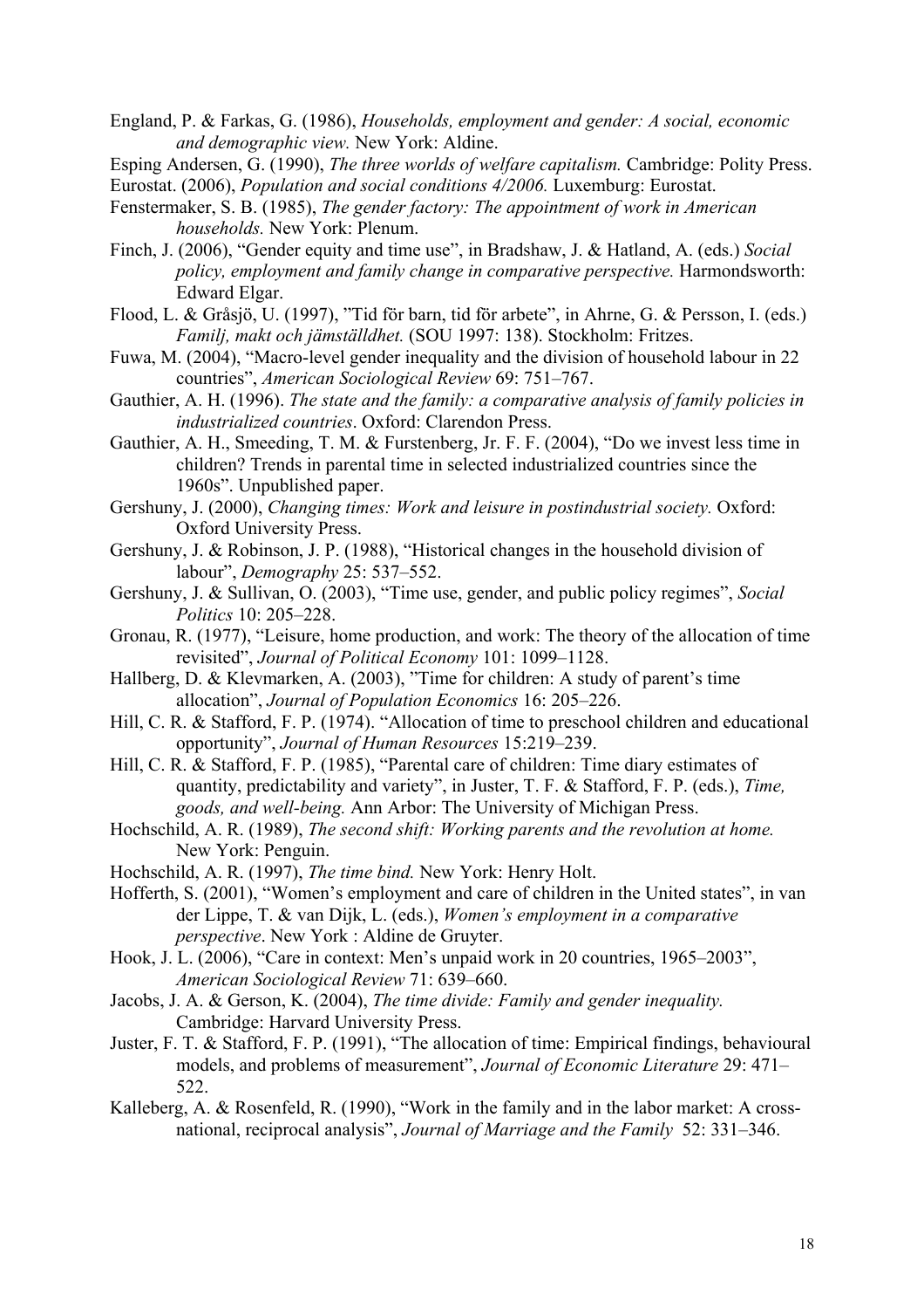England, P. & Farkas, G. (1986), *Households, employment and gender: A social, economic and demographic view.* New York: Aldine.

Esping Andersen, G. (1990), *The three worlds of welfare capitalism.* Cambridge: Polity Press.

Eurostat. (2006), *Population and social conditions 4/2006.* Luxemburg: Eurostat.

Fenstermaker, S. B. (1985), *The gender factory: The appointment of work in American households.* New York: Plenum.

Finch, J. (2006), "Gender equity and time use", in Bradshaw, J. & Hatland, A. (eds.) *Social policy, employment and family change in comparative perspective.* Harmondsworth: Edward Elgar.

Flood, L. & Gråsjö, U. (1997), "Tid för barn, tid för arbete", in Ahrne, G. & Persson, I. (eds.) *Familj, makt och jämställdhet.* (SOU 1997: 138). Stockholm: Fritzes.

Fuwa, M. (2004), "Macro-level gender inequality and the division of household labour in 22 countries", *American Sociological Review* 69: 751–767.

Gauthier, A. H. (1996). *The state and the family: a comparative analysis of family policies in industrialized countries*. Oxford: Clarendon Press.

Gauthier, A. H., Smeeding, T. M. & Furstenberg, Jr. F. F. (2004), "Do we invest less time in children? Trends in parental time in selected industrialized countries since the 1960s". Unpublished paper.

Gershuny, J. (2000), *Changing times: Work and leisure in postindustrial society.* Oxford: Oxford University Press.

Gershuny, J. & Robinson, J. P. (1988), "Historical changes in the household division of labour", *Demography* 25: 537–552.

Gershuny, J. & Sullivan, O. (2003), "Time use, gender, and public policy regimes", *Social Politics* 10: 205–228.

Gronau, R. (1977), "Leisure, home production, and work: The theory of the allocation of time revisited", *Journal of Political Economy* 101: 1099–1128.

Hallberg, D. & Klevmarken, A. (2003), "Time for children: A study of parent's time allocation", *Journal of Population Economics* 16: 205–226.

Hill, C. R. & Stafford, F. P. (1974). "Allocation of time to preschool children and educational opportunity", *Journal of Human Resources* 15:219–239.

Hill, C. R. & Stafford, F. P. (1985), "Parental care of children: Time diary estimates of quantity, predictability and variety", in Juster, T. F. & Stafford, F. P. (eds.), *Time, goods, and well-being.* Ann Arbor: The University of Michigan Press.

Hochschild, A. R. (1989), *The second shift: Working parents and the revolution at home.* New York: Penguin.

Hochschild, A. R. (1997), *The time bind.* New York: Henry Holt.

Hofferth, S. (2001), "Women's employment and care of children in the United states", in van der Lippe, T. & van Dijk, L. (eds.), *Women's employment in a comparative perspective*. New York : Aldine de Gruyter.

Hook, J. L. (2006), "Care in context: Men's unpaid work in 20 countries, 1965–2003", *American Sociological Review* 71: 639–660.

Jacobs, J. A. & Gerson, K. (2004), *The time divide: Family and gender inequality.* Cambridge: Harvard University Press.

Juster, F. T. & Stafford, F. P. (1991), "The allocation of time: Empirical findings, behavioural models, and problems of measurement", *Journal of Economic Literature* 29: 471–522.

Kalleberg, A. & Rosenfeld, R. (1990), "Work in the family and in the labor market: A cross-national, reciprocal analysis", *Journal of Marriage and the Family* 52: 331–346.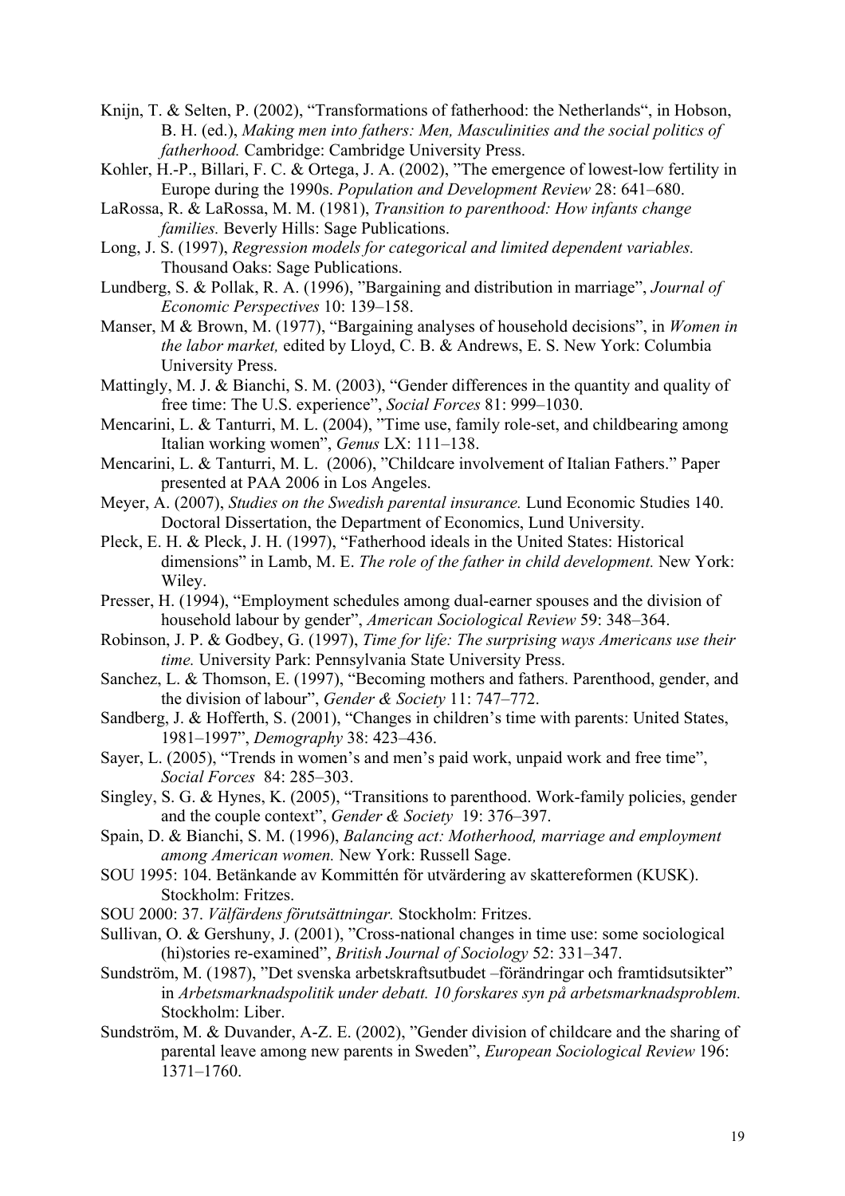Knijn, T. & Selten, P. (2002), "Transformations of fatherhood: the Netherlands", in Hobson, B. H. (ed.), *Making men into fathers: Men, Masculinities and the social politics of fatherhood.* Cambridge: Cambridge University Press.

Kohler, H.-P., Billari, F. C. & Ortega, J. A. (2002), "The emergence of lowest-low fertility in Europe during the 1990s. *Population and Development Review* 28: 641–680.

LaRossa, R. & LaRossa, M. M. (1981), *Transition to parenthood: How infants change families.* Beverly Hills: Sage Publications.

Long, J. S. (1997), *Regression models for categorical and limited dependent variables.* Thousand Oaks: Sage Publications.

Lundberg, S. & Pollak, R. A. (1996), "Bargaining and distribution in marriage", *Journal of Economic Perspectives* 10: 139–158.

Manser, M & Brown, M. (1977), "Bargaining analyses of household decisions", in *Women in the labor market,* edited by Lloyd, C. B. & Andrews, E. S. New York: Columbia University Press.

Mattingly, M. J. & Bianchi, S. M. (2003), "Gender differences in the quantity and quality of free time: The U.S. experience", *Social Forces* 81: 999–1030.

Mencarini, L. & Tanturri, M. L. (2004), "Time use, family role-set, and childbearing among Italian working women", *Genus* LX: 111–138.

Mencarini, L. & Tanturri, M. L. (2006), "Childcare involvement of Italian Fathers." Paper presented at PAA 2006 in Los Angeles.

Meyer, A. (2007), *Studies on the Swedish parental insurance.* Lund Economic Studies 140. Doctoral Dissertation, the Department of Economics, Lund University.

Pleck, E. H. & Pleck, J. H. (1997), "Fatherhood ideals in the United States: Historical dimensions" in Lamb, M. E. *The role of the father in child development.* New York: Wiley.

Presser, H. (1994), "Employment schedules among dual-earner spouses and the division of household labour by gender", *American Sociological Review* 59: 348–364.

Robinson, J. P. & Godbey, G. (1997), *Time for life: The surprising ways Americans use their time.* University Park: Pennsylvania State University Press.

Sanchez, L. & Thomson, E. (1997), "Becoming mothers and fathers. Parenthood, gender, and the division of labour", *Gender & Society* 11: 747–772.

Sandberg, J. & Hofferth, S. (2001), "Changes in children's time with parents: United States, 1981–1997", *Demography* 38: 423–436.

Sayer, L. (2005), "Trends in women's and men's paid work, unpaid work and free time", *Social Forces* 84: 285–303.

Singley, S. G. & Hynes, K. (2005), "Transitions to parenthood. Work-family policies, gender and the couple context", *Gender & Society* 19: 376–397.

Spain, D. & Bianchi, S. M. (1996), *Balancing act: Motherhood, marriage and employment among American women.* New York: Russell Sage.

SOU 1995: 104. Betänkande av Kommittén för utvärdering av skattereformen (KUSK). Stockholm: Fritzes.

SOU 2000: 37. *Välfärdens förutsättningar.* Stockholm: Fritzes.

Sullivan, O. & Gershuny, J. (2001), "Cross-national changes in time use: some sociological (hi)stories re-examined", *British Journal of Sociology* 52: 331–347.

Sundström, M. (1987), "Det svenska arbetskraftsutbudet –förändringar och framtidsutsikter" in *Arbetsmarknadspolitik under debatt. 10 forskares syn på arbetsmarknadsproblem.* Stockholm: Liber.

Sundström, M. & Duvander, A-Z. E. (2002), "Gender division of childcare and the sharing of parental leave among new parents in Sweden", *European Sociological Review* 196: 1371–1760.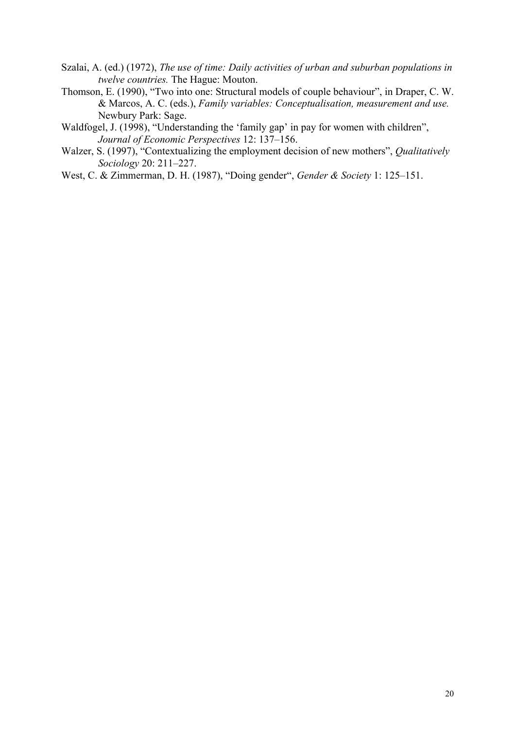Szalai, A. (ed.) (1972), *The use of time: Daily activities of urban and suburban populations in twelve countries.* The Hague: Mouton.

Thomson, E. (1990), "Two into one: Structural models of couple behaviour", in Draper, C. W. & Marcos, A. C. (eds.), *Family variables: Conceptualisation, measurement and use.* Newbury Park: Sage.

Waldfogel, J. (1998), "Understanding the 'family gap' in pay for women with children", *Journal of Economic Perspectives* 12: 137–156.

Walzer, S. (1997), "Contextualizing the employment decision of new mothers", *Qualitatively Sociology* 20: 211–227.

West, C. & Zimmerman, D. H. (1987), "Doing gender", *Gender & Society* 1: 125–151.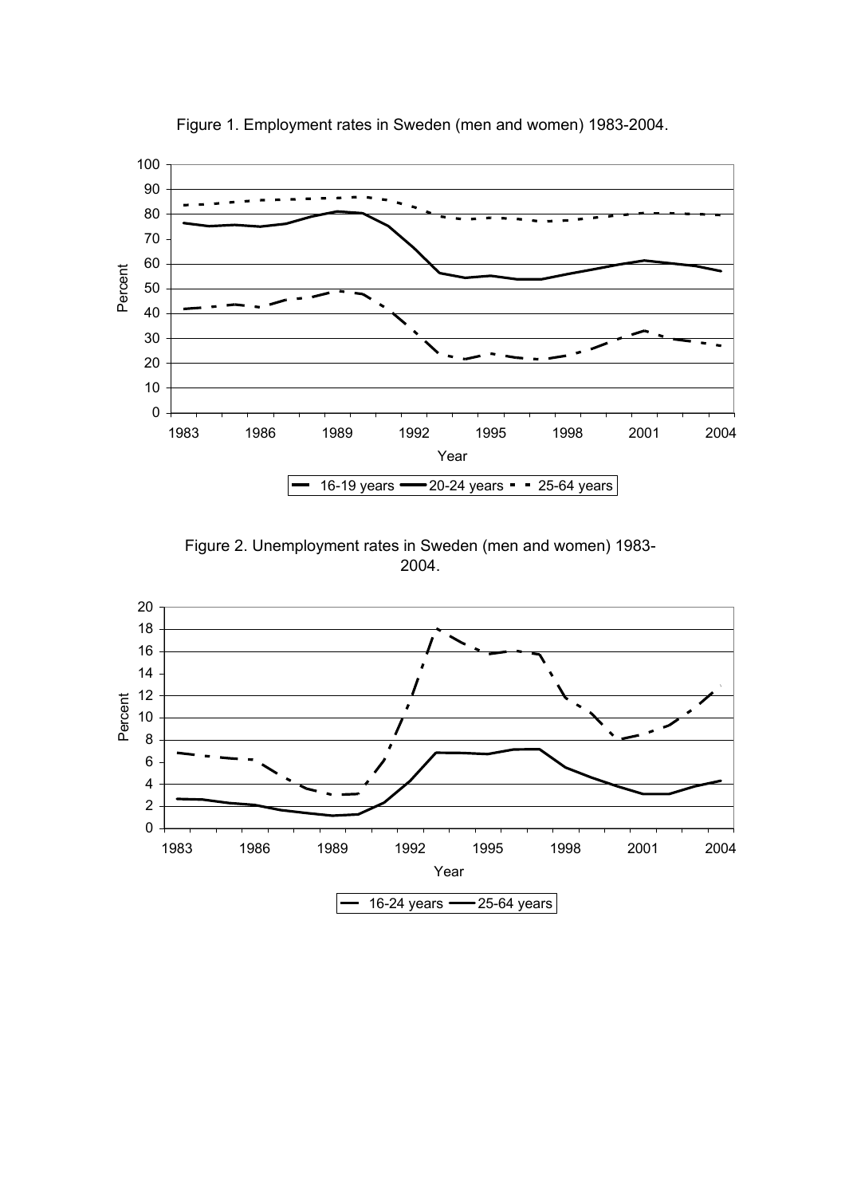Figure 1. Employment rates in Sweden (men and women) 1983-2004.

Figure 2. Unemployment rates in Sweden (men and women) 1983-2004.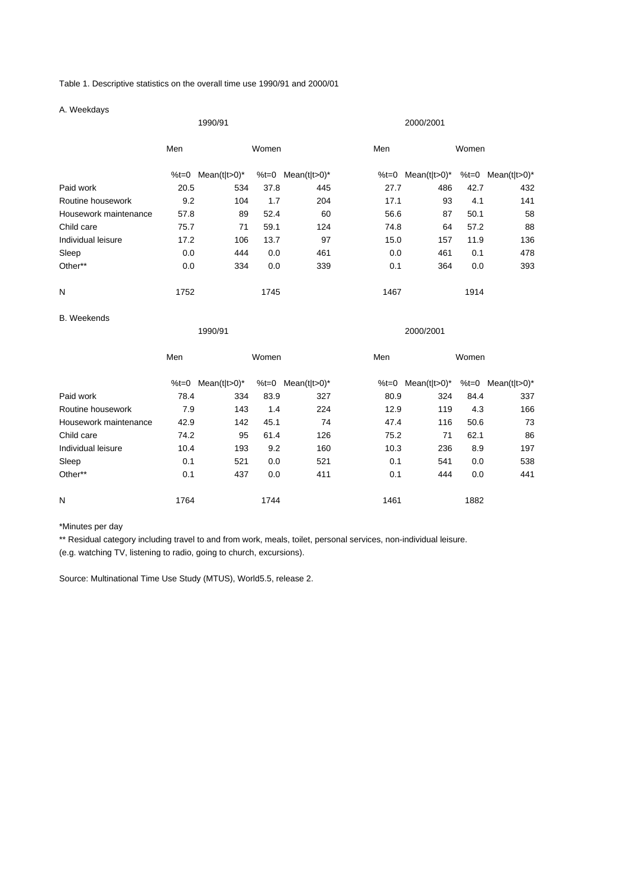Table 1. Descriptive statistics on the overall time use 1990/91 and 2000/01

A. Weekdays

| | 1990/91 | | | | 2000/2001 | | | |
|---|---|---|---|---|---|---|---|---|
| | Men | | Women | | Men | | Women | |
| | %t=0 | Mean(t\|t>0)* | %t=0 | Mean(t\|t>0)* | %t=0 | Mean(t\|t>0)* | %t=0 | Mean(t\|t>0)* |
| Paid work | 20.5 | 534 | 37.8 | 445 | 27.7 | 486 | 42.7 | 432 |
| Routine housework | 9.2 | 104 | 1.7 | 204 | 17.1 | 93 | 4.1 | 141 |
| Housework maintenance | 57.8 | 89 | 52.4 | 60 | 56.6 | 87 | 50.1 | 58 |
| Child care | 75.7 | 71 | 59.1 | 124 | 74.8 | 64 | 57.2 | 88 |
| Individual leisure | 17.2 | 106 | 13.7 | 97 | 15.0 | 157 | 11.9 | 136 |
| Sleep | 0.0 | 444 | 0.0 | 461 | 0.0 | 461 | 0.1 | 478 |
| Other** | 0.0 | 334 | 0.0 | 339 | 0.1 | 364 | 0.0 | 393 |
| N | 1752 | | 1745 | | 1467 | | 1914 | |

B. Weekends

| | 1990/91 | | | | 2000/2001 | | | |
|---|---|---|---|---|---|---|---|---|
| | Men | | Women | | Men | | Women | |
| | %t=0 | Mean(t\|t>0)* | %t=0 | Mean(t\|t>0)* | %t=0 | Mean(t\|t>0)* | %t=0 | Mean(t\|t>0)* |
| Paid work | 78.4 | 334 | 83.9 | 327 | 80.9 | 324 | 84.4 | 337 |
| Routine housework | 7.9 | 143 | 1.4 | 224 | 12.9 | 119 | 4.3 | 166 |
| Housework maintenance | 42.9 | 142 | 45.1 | 74 | 47.4 | 116 | 50.6 | 73 |
| Child care | 74.2 | 95 | 61.4 | 126 | 75.2 | 71 | 62.1 | 86 |
| Individual leisure | 10.4 | 193 | 9.2 | 160 | 10.3 | 236 | 8.9 | 197 |
| Sleep | 0.1 | 521 | 0.0 | 521 | 0.1 | 541 | 0.0 | 538 |
| Other** | 0.1 | 437 | 0.0 | 411 | 0.1 | 444 | 0.0 | 441 |
| N | 1764 | | 1744 | | 1461 | | 1882 | |

*Minutes per day

** Residual category including travel to and from work, meals, toilet, personal services, non-individual leisure.
(e.g. watching TV, listening to radio, going to church, excursions).

Source: Multinational Time Use Study (MTUS), World5.5, release 2.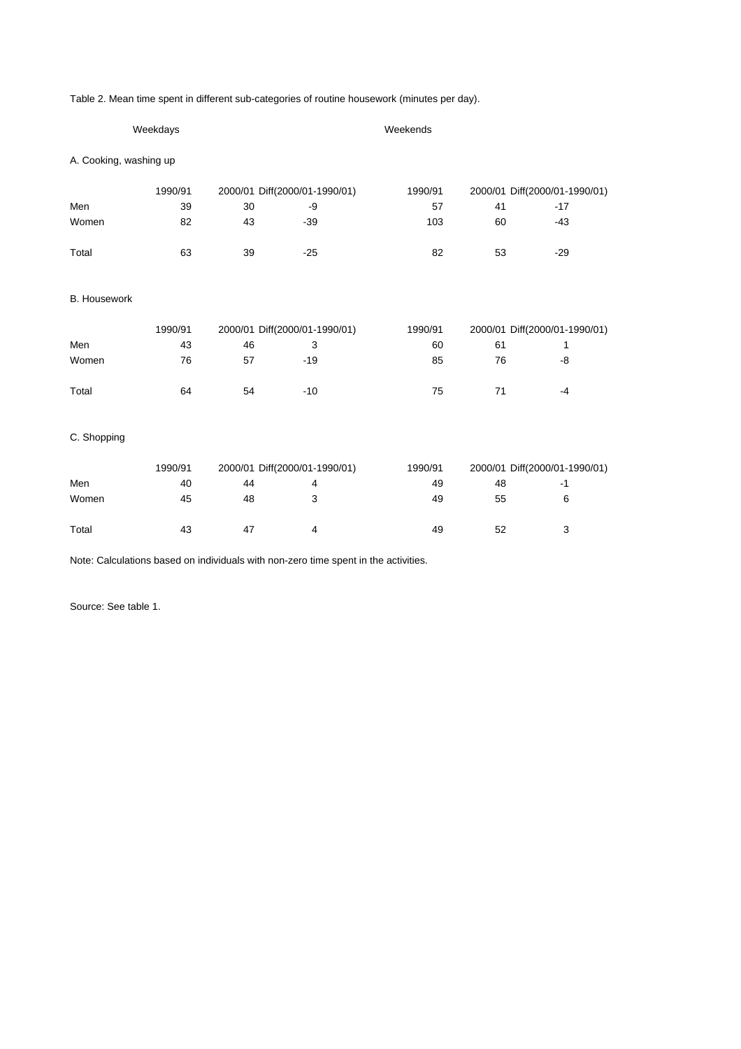Table 2. Mean time spent in different sub-categories of routine housework (minutes per day).

| | Weekdays | | | Weekends | | |
|---|---|---|---|---|---|---|
| **A. Cooking, washing up** | | | | | | |
| | 1990/91 | 2000/01 | Diff(2000/01-1990/01) | 1990/91 | 2000/01 | Diff(2000/01-1990/01) |
| Men | 39 | 30 | -9 | 57 | 41 | -17 |
| Women | 82 | 43 | -39 | 103 | 60 | -43 |
| Total | 63 | 39 | -25 | 82 | 53 | -29 |
| **B. Housework** | | | | | | |
| | 1990/91 | 2000/01 | Diff(2000/01-1990/01) | 1990/91 | 2000/01 | Diff(2000/01-1990/01) |
| Men | 43 | 46 | 3 | 60 | 61 | 1 |
| Women | 76 | 57 | -19 | 85 | 76 | -8 |
| Total | 64 | 54 | -10 | 75 | 71 | -4 |
| **C. Shopping** | | | | | | |
| | 1990/91 | 2000/01 | Diff(2000/01-1990/01) | 1990/91 | 2000/01 | Diff(2000/01-1990/01) |
| Men | 40 | 44 | 4 | 49 | 48 | -1 |
| Women | 45 | 48 | 3 | 49 | 55 | 6 |
| Total | 43 | 47 | 4 | 49 | 52 | 3 |

Note: Calculations based on individuals with non-zero time spent in the activities.

Source: See table 1.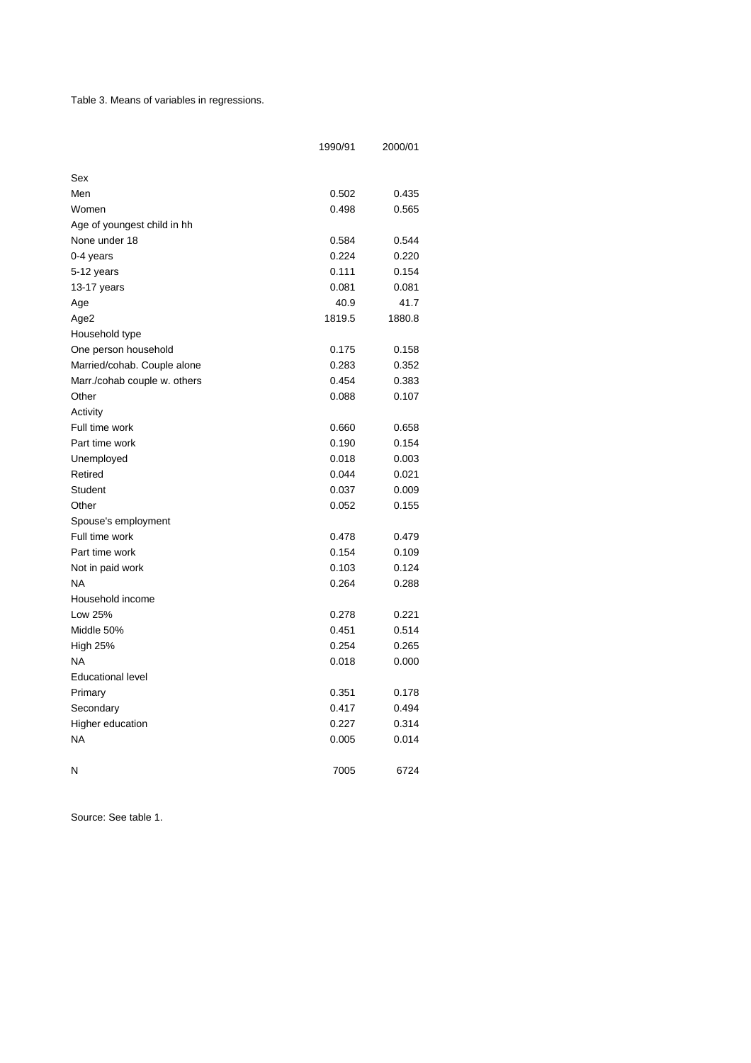Table 3. Means of variables in regressions.

| | 1990/91 | 2000/01 |
|---|---|---|
| Sex | | |
| Men | 0.502 | 0.435 |
| Women | 0.498 | 0.565 |
| Age of youngest child in hh | | |
| None under 18 | 0.584 | 0.544 |
| 0-4 years | 0.224 | 0.220 |
| 5-12 years | 0.111 | 0.154 |
| 13-17 years | 0.081 | 0.081 |
| Age | 40.9 | 41.7 |
| Age2 | 1819.5 | 1880.8 |
| Household type | | |
| One person household | 0.175 | 0.158 |
| Married/cohab. Couple alone | 0.283 | 0.352 |
| Marr./cohab couple w. others | 0.454 | 0.383 |
| Other | 0.088 | 0.107 |
| Activity | | |
| Full time work | 0.660 | 0.658 |
| Part time work | 0.190 | 0.154 |
| Unemployed | 0.018 | 0.003 |
| Retired | 0.044 | 0.021 |
| Student | 0.037 | 0.009 |
| Other | 0.052 | 0.155 |
| Spouse's employment | | |
| Full time work | 0.478 | 0.479 |
| Part time work | 0.154 | 0.109 |
| Not in paid work | 0.103 | 0.124 |
| NA | 0.264 | 0.288 |
| Household income | | |
| Low 25% | 0.278 | 0.221 |
| Middle 50% | 0.451 | 0.514 |
| High 25% | 0.254 | 0.265 |
| NA | 0.018 | 0.000 |
| Educational level | | |
| Primary | 0.351 | 0.178 |
| Secondary | 0.417 | 0.494 |
| Higher education | 0.227 | 0.314 |
| NA | 0.005 | 0.014 |
| | | |
| N | 7005 | 6724 |

Source: See table 1.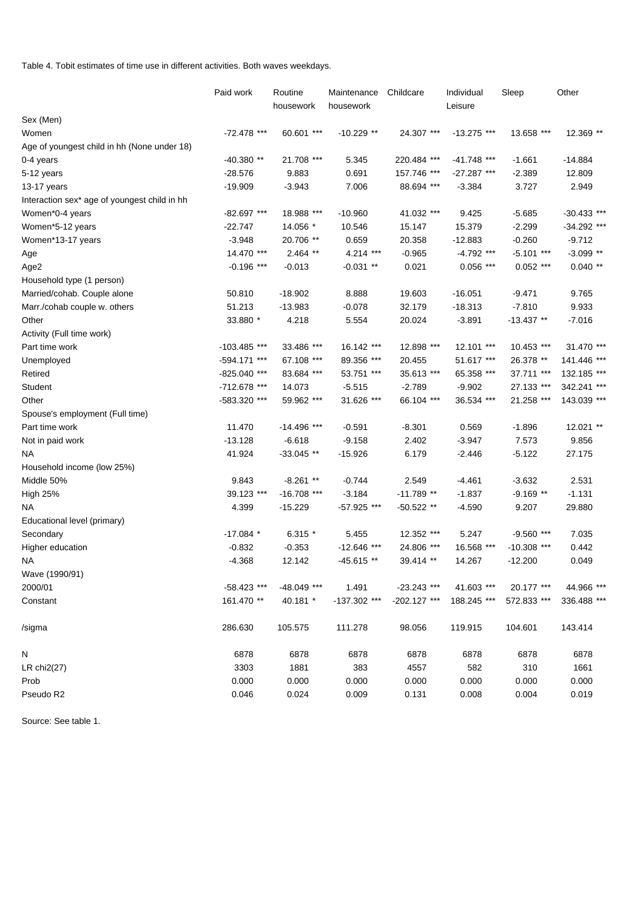Table 4. Tobit estimates of time use in different activities. Both waves weekdays.

| | Paid work | Routine housework | Maintenance housework | Childcare | Individual Leisure | Sleep | Other |
|---|---|---|---|---|---|---|---|
| Sex (Men) | | | | | | | |
| Women | -72.478 *** | 60.601 *** | -10.229 ** | 24.307 *** | -13.275 *** | 13.658 *** | 12.369 ** |
| Age of youngest child in hh (None under 18) | | | | | | | |
| 0-4 years | -40.380 ** | 21.708 *** | 5.345 | 220.484 *** | -41.748 *** | -1.661 | -14.884 |
| 5-12 years | -28.576 | 9.883 | 0.691 | 157.746 *** | -27.287 *** | -2.389 | 12.809 |
| 13-17 years | -19.909 | -3.943 | 7.006 | 88.694 *** | -3.384 | 3.727 | 2.949 |
| Interaction sex* age of youngest child in hh | | | | | | | |
| Women*0-4 years | -82.697 *** | 18.988 *** | -10.960 | 41.032 *** | 9.425 | -5.685 | -30.433 *** |
| Women*5-12 years | -22.747 | 14.056 * | 10.546 | 15.147 | 15.379 | -2.299 | -34.292 *** |
| Women*13-17 years | -3.948 | 20.706 ** | 0.659 | 20.358 | -12.883 | -0.260 | -9.712 |
| Age | 14.470 *** | 2.464 ** | 4.214 *** | -0.965 | -4.792 *** | -5.101 *** | -3.099 ** |
| Age2 | -0.196 *** | -0.013 | -0.031 ** | 0.021 | 0.056 *** | 0.052 *** | 0.040 ** |
| Household type (1 person) | | | | | | | |
| Married/cohab. Couple alone | 50.810 | -18.902 | 8.888 | 19.603 | -16.051 | -9.471 | 9.765 |
| Marr./cohab couple w. others | 51.213 | -13.983 | -0.078 | 32.179 | -18.313 | -7.810 | 9.933 |
| Other | 33.880 * | 4.218 | 5.554 | 20.024 | -3.891 | -13.437 ** | -7.016 |
| Activity (Full time work) | | | | | | | |
| Part time work | -103.485 *** | 33.486 *** | 16.142 *** | 12.898 *** | 12.101 *** | 10.453 *** | 31.470 *** |
| Unemployed | -594.171 *** | 67.108 *** | 89.356 *** | 20.455 | 51.617 *** | 26.378 ** | 141.446 *** |
| Retired | -825.040 *** | 83.684 *** | 53.751 *** | 35.613 *** | 65.358 *** | 37.711 *** | 132.185 *** |
| Student | -712.678 *** | 14.073 | -5.515 | -2.789 | -9.902 | 27.133 *** | 342.241 *** |
| Other | -583.320 *** | 59.962 *** | 31.626 *** | 66.104 *** | 36.534 *** | 21.258 *** | 143.039 *** |
| Spouse's employment (Full time) | | | | | | | |
| Part time work | 11.470 | -14.496 *** | -0.591 | -8.301 | 0.569 | -1.896 | 12.021 ** |
| Not in paid work | -13.128 | -6.618 | -9.158 | 2.402 | -3.947 | 7.573 | 9.856 |
| NA | 41.924 | -33.045 ** | -15.926 | 6.179 | -2.446 | -5.122 | 27.175 |
| Household income (low 25%) | | | | | | | |
| Middle 50% | 9.843 | -8.261 ** | -0.744 | 2.549 | -4.461 | -3.632 | 2.531 |
| High 25% | 39.123 *** | -16.708 *** | -3.184 | -11.789 ** | -1.837 | -9.169 ** | -1.131 |
| NA | 4.399 | -15.229 | -57.925 *** | -50.522 ** | -4.590 | 9.207 | 29.880 |
| Educational level (primary) | | | | | | | |
| Secondary | -17.084 * | 6.315 * | 5.455 | 12.352 *** | 5.247 | -9.560 *** | 7.035 |
| Higher education | -0.832 | -0.353 | -12.646 *** | 24.806 *** | 16.568 *** | -10.308 *** | 0.442 |
| NA | -4.368 | 12.142 | -45.615 ** | 39.414 ** | 14.267 | -12.200 | 0.049 |
| Wave (1990/91) | | | | | | | |
| 2000/01 | -58.423 *** | -48.049 *** | 1.491 | -23.243 *** | 41.603 *** | 20.177 *** | 44.966 *** |
| Constant | 161.470 ** | 40.181 * | -137.302 *** | -202.127 *** | 188.245 *** | 572.833 *** | 336.488 *** |
| /sigma | 286.630 | 105.575 | 111.278 | 98.056 | 119.915 | 104.601 | 143.414 |
| N | 6878 | 6878 | 6878 | 6878 | 6878 | 6878 | 6878 |
| LR chi2(27) | 3303 | 1881 | 383 | 4557 | 582 | 310 | 1661 |
| Prob | 0.000 | 0.000 | 0.000 | 0.000 | 0.000 | 0.000 | 0.000 |
| Pseudo R2 | 0.046 | 0.024 | 0.009 | 0.131 | 0.008 | 0.004 | 0.019 |

Source: See table 1.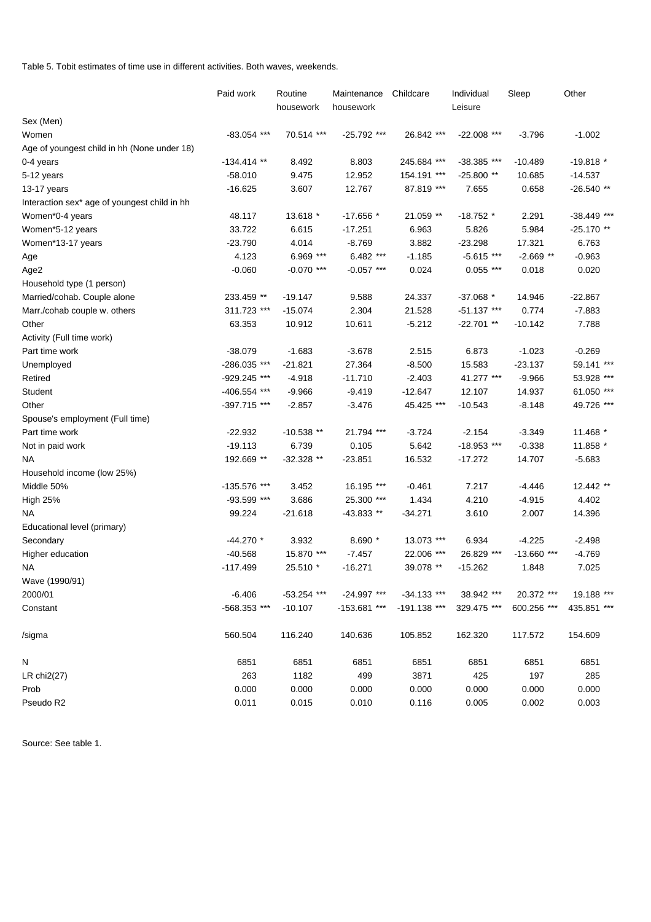Table 5. Tobit estimates of time use in different activities. Both waves, weekends.

| | Paid work | Routine housework | Maintenance housework | Childcare | Individual Leisure | Sleep | Other |
|---|---|---|---|---|---|---|---|
| Sex (Men) | | | | | | | |
| Women | -83.054 *** | 70.514 *** | -25.792 *** | 26.842 *** | -22.008 *** | -3.796 | -1.002 |
| Age of youngest child in hh (None under 18) | | | | | | | |
| 0-4 years | -134.414 ** | 8.492 | 8.803 | 245.684 *** | -38.385 *** | -10.489 | -19.818 * |
| 5-12 years | -58.010 | 9.475 | 12.952 | 154.191 *** | -25.800 ** | 10.685 | -14.537 |
| 13-17 years | -16.625 | 3.607 | 12.767 | 87.819 *** | 7.655 | 0.658 | -26.540 ** |
| Interaction sex* age of youngest child in hh | | | | | | | |
| Women*0-4 years | 48.117 | 13.618 * | -17.656 * | 21.059 ** | -18.752 * | 2.291 | -38.449 *** |
| Women*5-12 years | 33.722 | 6.615 | -17.251 | 6.963 | 5.826 | 5.984 | -25.170 ** |
| Women*13-17 years | -23.790 | 4.014 | -8.769 | 3.882 | -23.298 | 17.321 | 6.763 |
| Age | 4.123 | 6.969 *** | 6.482 *** | -1.185 | -5.615 *** | -2.669 ** | -0.963 |
| Age2 | -0.060 | -0.070 *** | -0.057 *** | 0.024 | 0.055 *** | 0.018 | 0.020 |
| Household type (1 person) | | | | | | | |
| Married/cohab. Couple alone | 233.459 ** | -19.147 | 9.588 | 24.337 | -37.068 * | 14.946 | -22.867 |
| Marr./cohab couple w. others | 311.723 *** | -15.074 | 2.304 | 21.528 | -51.137 *** | 0.774 | -7.883 |
| Other | 63.353 | 10.912 | 10.611 | -5.212 | -22.701 ** | -10.142 | 7.788 |
| Activity (Full time work) | | | | | | | |
| Part time work | -38.079 | -1.683 | -3.678 | 2.515 | 6.873 | -1.023 | -0.269 |
| Unemployed | -286.035 *** | -21.821 | 27.364 | -8.500 | 15.583 | -23.137 | 59.141 *** |
| Retired | -929.245 *** | -4.918 | -11.710 | -2.403 | 41.277 *** | -9.966 | 53.928 *** |
| Student | -406.554 *** | -9.966 | -9.419 | -12.647 | 12.107 | 14.937 | 61.050 *** |
| Other | -397.715 *** | -2.857 | -3.476 | 45.425 *** | -10.543 | -8.148 | 49.726 *** |
| Spouse's employment (Full time) | | | | | | | |
| Part time work | -22.932 | -10.538 ** | 21.794 *** | -3.724 | -2.154 | -3.349 | 11.468 * |
| Not in paid work | -19.113 | 6.739 | 0.105 | 5.642 | -18.953 *** | -0.338 | 11.858 * |
| NA | 192.669 ** | -32.328 ** | -23.851 | 16.532 | -17.272 | 14.707 | -5.683 |
| Household income (low 25%) | | | | | | | |
| Middle 50% | -135.576 *** | 3.452 | 16.195 *** | -0.461 | 7.217 | -4.446 | 12.442 ** |
| High 25% | -93.599 *** | 3.686 | 25.300 *** | 1.434 | 4.210 | -4.915 | 4.402 |
| NA | 99.224 | -21.618 | -43.833 ** | -34.271 | 3.610 | 2.007 | 14.396 |
| Educational level (primary) | | | | | | | |
| Secondary | -44.270 * | 3.932 | 8.690 * | 13.073 *** | 6.934 | -4.225 | -2.498 |
| Higher education | -40.568 | 15.870 *** | -7.457 | 22.006 *** | 26.829 *** | -13.660 *** | -4.769 |
| NA | -117.499 | 25.510 * | -16.271 | 39.078 ** | -15.262 | 1.848 | 7.025 |
| Wave (1990/91) | | | | | | | |
| 2000/01 | -6.406 | -53.254 *** | -24.997 *** | -34.133 *** | 38.942 *** | 20.372 *** | 19.188 *** |
| Constant | -568.353 *** | -10.107 | -153.681 *** | -191.138 *** | 329.475 *** | 600.256 *** | 435.851 *** |
| /sigma | 560.504 | 116.240 | 140.636 | 105.852 | 162.320 | 117.572 | 154.609 |
| N | 6851 | 6851 | 6851 | 6851 | 6851 | 6851 | 6851 |
| LR chi2(27) | 263 | 1182 | 499 | 3871 | 425 | 197 | 285 |
| Prob | 0.000 | 0.000 | 0.000 | 0.000 | 0.000 | 0.000 | 0.000 |
| Pseudo R2 | 0.011 | 0.015 | 0.010 | 0.116 | 0.005 | 0.002 | 0.003 |

Source: See table 1.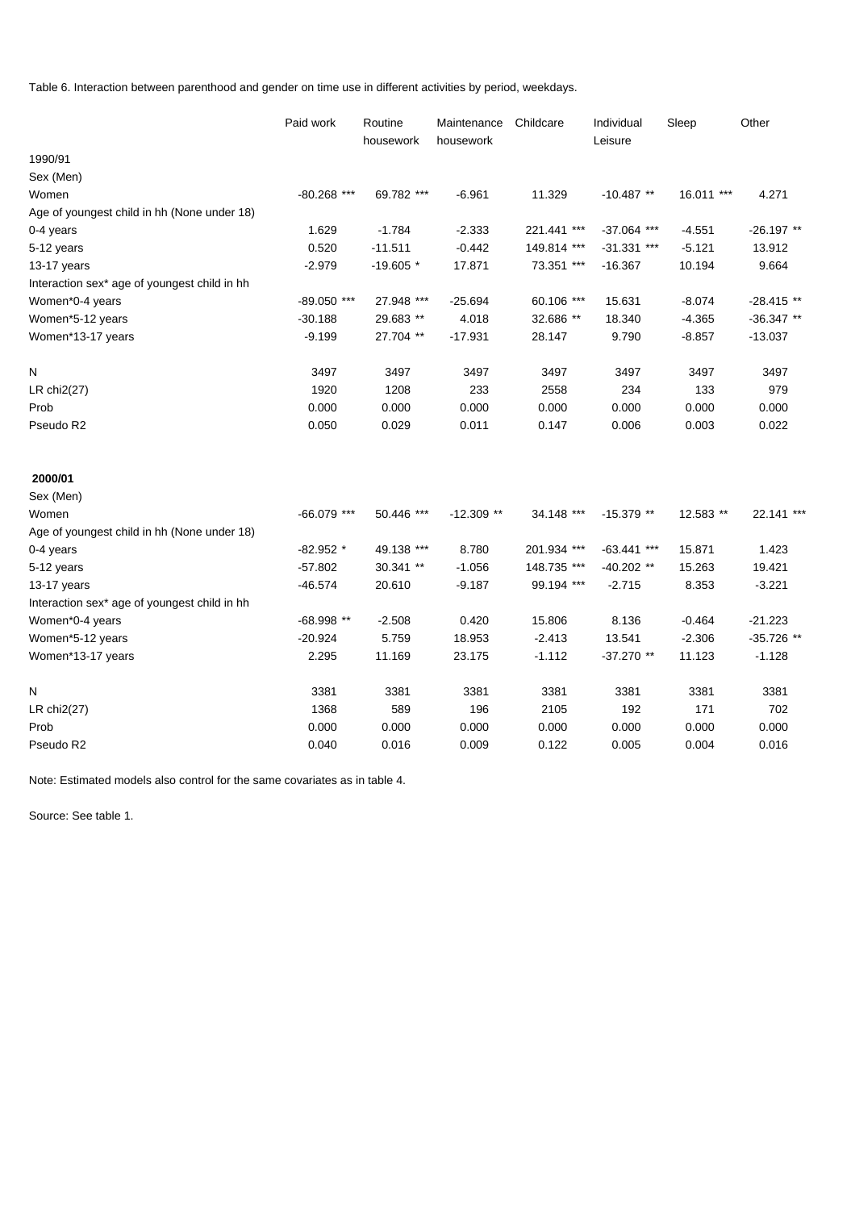Table 6. Interaction between parenthood and gender on time use in different activities by period, weekdays.

| | Paid work | Routine housework | Maintenance housework | Childcare | Individual Leisure | Sleep | Other |
|---|---|---|---|---|---|---|---|
| **1990/91** | | | | | | | |
| Sex (Men) | | | | | | | |
| Women | -80.268 *** | 69.782 *** | -6.961 | 11.329 | -10.487 ** | 16.011 *** | 4.271 |
| Age of youngest child in hh (None under 18) | | | | | | | |
| 0-4 years | 1.629 | -1.784 | -2.333 | 221.441 *** | -37.064 *** | -4.551 | -26.197 ** |
| 5-12 years | 0.520 | -11.511 | -0.442 | 149.814 *** | -31.331 *** | -5.121 | 13.912 |
| 13-17 years | -2.979 | -19.605 * | 17.871 | 73.351 *** | -16.367 | 10.194 | 9.664 |
| Interaction sex* age of youngest child in hh | | | | | | | |
| Women*0-4 years | -89.050 *** | 27.948 *** | -25.694 | 60.106 *** | 15.631 | -8.074 | -28.415 ** |
| Women*5-12 years | -30.188 | 29.683 ** | 4.018 | 32.686 ** | 18.340 | -4.365 | -36.347 ** |
| Women*13-17 years | -9.199 | 27.704 ** | -17.931 | 28.147 | 9.790 | -8.857 | -13.037 |
| N | 3497 | 3497 | 3497 | 3497 | 3497 | 3497 | 3497 |
| LR chi2(27) | 1920 | 1208 | 233 | 2558 | 234 | 133 | 979 |
| Prob | 0.000 | 0.000 | 0.000 | 0.000 | 0.000 | 0.000 | 0.000 |
| Pseudo R2 | 0.050 | 0.029 | 0.011 | 0.147 | 0.006 | 0.003 | 0.022 |
| **2000/01** | | | | | | | |
| Sex (Men) | | | | | | | |
| Women | -66.079 *** | 50.446 *** | -12.309 ** | 34.148 *** | -15.379 ** | 12.583 ** | 22.141 *** |
| Age of youngest child in hh (None under 18) | | | | | | | |
| 0-4 years | -82.952 * | 49.138 *** | 8.780 | 201.934 *** | -63.441 *** | 15.871 | 1.423 |
| 5-12 years | -57.802 | 30.341 ** | -1.056 | 148.735 *** | -40.202 ** | 15.263 | 19.421 |
| 13-17 years | -46.574 | 20.610 | -9.187 | 99.194 *** | -2.715 | 8.353 | -3.221 |
| Interaction sex* age of youngest child in hh | | | | | | | |
| Women*0-4 years | -68.998 ** | -2.508 | 0.420 | 15.806 | 8.136 | -0.464 | -21.223 |
| Women*5-12 years | -20.924 | 5.759 | 18.953 | -2.413 | 13.541 | -2.306 | -35.726 ** |
| Women*13-17 years | 2.295 | 11.169 | 23.175 | -1.112 | -37.270 ** | 11.123 | -1.128 |
| N | 3381 | 3381 | 3381 | 3381 | 3381 | 3381 | 3381 |
| LR chi2(27) | 1368 | 589 | 196 | 2105 | 192 | 171 | 702 |
| Prob | 0.000 | 0.000 | 0.000 | 0.000 | 0.000 | 0.000 | 0.000 |
| Pseudo R2 | 0.040 | 0.016 | 0.009 | 0.122 | 0.005 | 0.004 | 0.016 |

Note: Estimated models also control for the same covariates as in table 4.

Source: See table 1.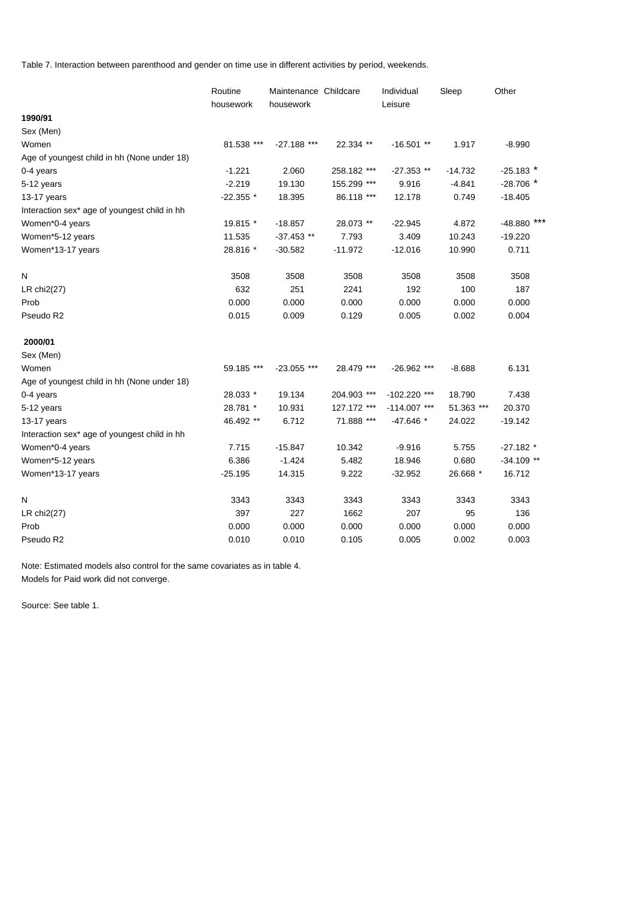Table 7. Interaction between parenthood and gender on time use in different activities by period, weekends.

| | Routine housework | Maintenance housework | Childcare | Individual Leisure | Sleep | Other |
|---|---|---|---|---|---|---|
| **1990/91** | | | | | | |
| Sex (Men) | | | | | | |
| Women | 81.538 *** | -27.188 *** | 22.334 ** | -16.501 ** | 1.917 | -8.990 |
| Age of youngest child in hh (None under 18) | | | | | | |
| 0-4 years | -1.221 | 2.060 | 258.182 *** | -27.353 ** | -14.732 | -25.183 * |
| 5-12 years | -2.219 | 19.130 | 155.299 *** | 9.916 | -4.841 | -28.706 * |
| 13-17 years | -22.355 * | 18.395 | 86.118 *** | 12.178 | 0.749 | -18.405 |
| Interaction sex* age of youngest child in hh | | | | | | |
| Women*0-4 years | 19.815 * | -18.857 | 28.073 ** | -22.945 | 4.872 | -48.880 *** |
| Women*5-12 years | 11.535 | -37.453 ** | 7.793 | 3.409 | 10.243 | -19.220 |
| Women*13-17 years | 28.816 * | -30.582 | -11.972 | -12.016 | 10.990 | 0.711 |
| | | | | | | |
| N | 3508 | 3508 | 3508 | 3508 | 3508 | 3508 |
| LR chi2(27) | 632 | 251 | 2241 | 192 | 100 | 187 |
| Prob | 0.000 | 0.000 | 0.000 | 0.000 | 0.000 | 0.000 |
| Pseudo R2 | 0.015 | 0.009 | 0.129 | 0.005 | 0.002 | 0.004 |
| | | | | | | |
| **2000/01** | | | | | | |
| Sex (Men) | | | | | | |
| Women | 59.185 *** | -23.055 *** | 28.479 *** | -26.962 *** | -8.688 | 6.131 |
| Age of youngest child in hh (None under 18) | | | | | | |
| 0-4 years | 28.033 * | 19.134 | 204.903 *** | -102.220 *** | 18.790 | 7.438 |
| 5-12 years | 28.781 * | 10.931 | 127.172 *** | -114.007 *** | 51.363 *** | 20.370 |
| 13-17 years | 46.492 ** | 6.712 | 71.888 *** | -47.646 * | 24.022 | -19.142 |
| Interaction sex* age of youngest child in hh | | | | | | |
| Women*0-4 years | 7.715 | -15.847 | 10.342 | -9.916 | 5.755 | -27.182 * |
| Women*5-12 years | 6.386 | -1.424 | 5.482 | 18.946 | 0.680 | -34.109 ** |
| Women*13-17 years | -25.195 | 14.315 | 9.222 | -32.952 | 26.668 * | 16.712 |
| | | | | | | |
| N | 3343 | 3343 | 3343 | 3343 | 3343 | 3343 |
| LR chi2(27) | 397 | 227 | 1662 | 207 | 95 | 136 |
| Prob | 0.000 | 0.000 | 0.000 | 0.000 | 0.000 | 0.000 |
| Pseudo R2 | 0.010 | 0.010 | 0.105 | 0.005 | 0.002 | 0.003 |

Note: Estimated models also control for the same covariates as in table 4.
Models for Paid work did not converge.

Source: See table 1.